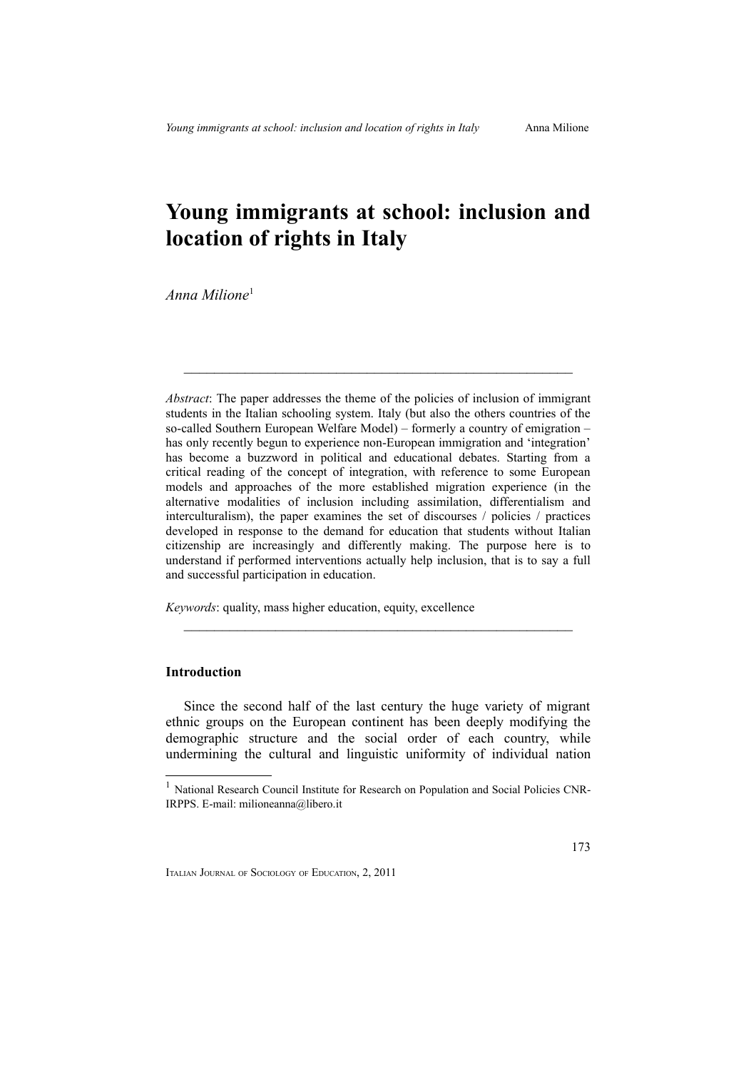# Young immigrants at school: inclusion and location of rights in Italy

*Anna Milione*[1]

---

*Abstract*: The paper addresses the theme of the policies of inclusion of immigrant students in the Italian schooling system. Italy (but also the others countries of the so-called Southern European Welfare Model) – formerly a country of emigration – has only recently begun to experience non-European immigration and 'integration' has become a buzzword in political and educational debates. Starting from a critical reading of the concept of integration, with reference to some European models and approaches of the more established migration experience (in the alternative modalities of inclusion including assimilation, differentialism and interculturalism), the paper examines the set of discourses / policies / practices developed in response to the demand for education that students without Italian citizenship are increasingly and differently making. The purpose here is to understand if performed interventions actually help inclusion, that is to say a full and successful participation in education.

*Keywords*: quality, mass higher education, equity, excellence

---

## Introduction

Since the second half of the last century the huge variety of migrant ethnic groups on the European continent has been deeply modifying the demographic structure and the social order of each country, while undermining the cultural and linguistic uniformity of individual nation

[1] National Research Council Institute for Research on Population and Social Policies CNR-IRPPS. E-mail: milioneanna@libero.it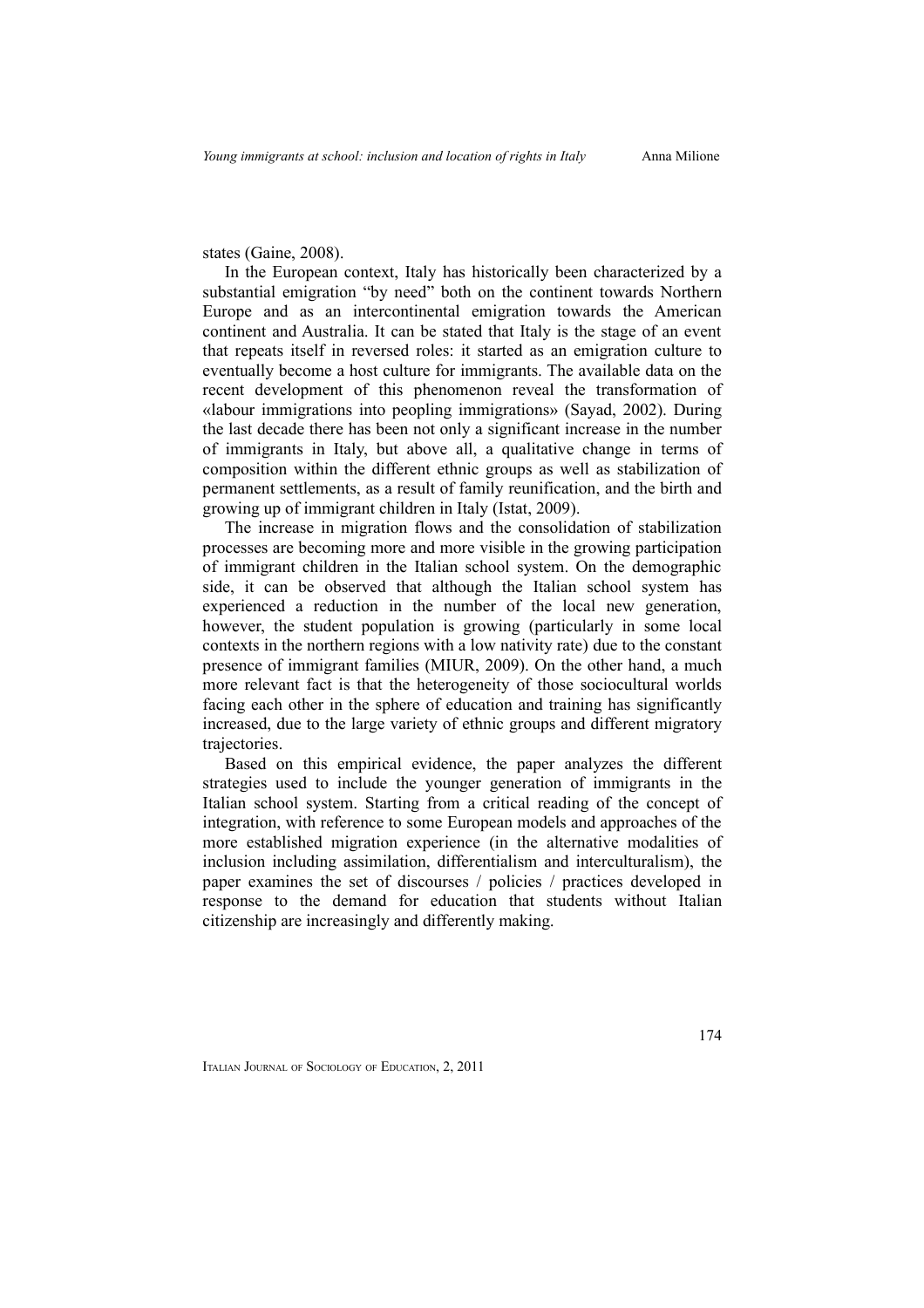states (Gaine, 2008).

In the European context, Italy has historically been characterized by a substantial emigration "by need" both on the continent towards Northern Europe and as an intercontinental emigration towards the American continent and Australia. It can be stated that Italy is the stage of an event that repeats itself in reversed roles: it started as an emigration culture to eventually become a host culture for immigrants. The available data on the recent development of this phenomenon reveal the transformation of «labour immigrations into peopling immigrations» (Sayad, 2002). During the last decade there has been not only a significant increase in the number of immigrants in Italy, but above all, a qualitative change in terms of composition within the different ethnic groups as well as stabilization of permanent settlements, as a result of family reunification, and the birth and growing up of immigrant children in Italy (Istat, 2009).

The increase in migration flows and the consolidation of stabilization processes are becoming more and more visible in the growing participation of immigrant children in the Italian school system. On the demographic side, it can be observed that although the Italian school system has experienced a reduction in the number of the local new generation, however, the student population is growing (particularly in some local contexts in the northern regions with a low nativity rate) due to the constant presence of immigrant families (MIUR, 2009). On the other hand, a much more relevant fact is that the heterogeneity of those sociocultural worlds facing each other in the sphere of education and training has significantly increased, due to the large variety of ethnic groups and different migratory trajectories.

Based on this empirical evidence, the paper analyzes the different strategies used to include the younger generation of immigrants in the Italian school system. Starting from a critical reading of the concept of integration, with reference to some European models and approaches of the more established migration experience (in the alternative modalities of inclusion including assimilation, differentialism and interculturalism), the paper examines the set of discourses / policies / practices developed in response to the demand for education that students without Italian citizenship are increasingly and differently making.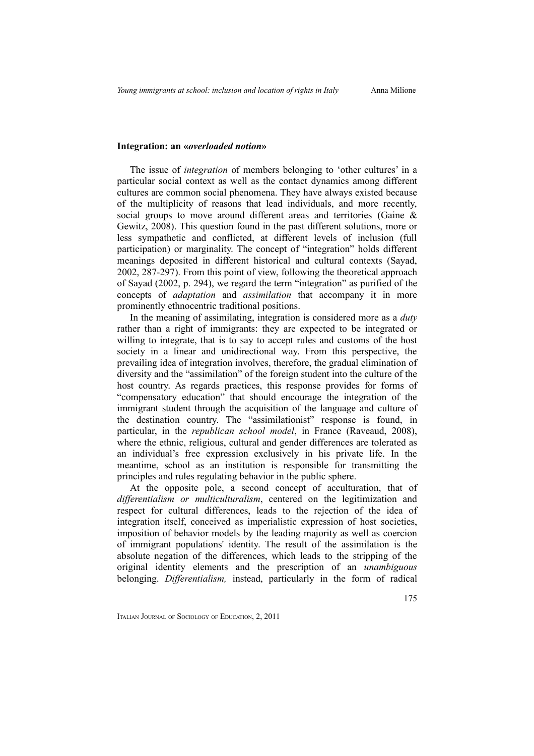## Integration: an «*overloaded notion*»

The issue of *integration* of members belonging to 'other cultures' in a particular social context as well as the contact dynamics among different cultures are common social phenomena. They have always existed because of the multiplicity of reasons that lead individuals, and more recently, social groups to move around different areas and territories (Gaine & Gewitz, 2008). This question found in the past different solutions, more or less sympathetic and conflicted, at different levels of inclusion (full participation) or marginality. The concept of "integration" holds different meanings deposited in different historical and cultural contexts (Sayad, 2002, 287-297). From this point of view, following the theoretical approach of Sayad (2002, p. 294), we regard the term "integration" as purified of the concepts of *adaptation* and *assimilation* that accompany it in more prominently ethnocentric traditional positions.

In the meaning of assimilating, integration is considered more as a *duty* rather than a right of immigrants: they are expected to be integrated or willing to integrate, that is to say to accept rules and customs of the host society in a linear and unidirectional way. From this perspective, the prevailing idea of integration involves, therefore, the gradual elimination of diversity and the "assimilation" of the foreign student into the culture of the host country. As regards practices, this response provides for forms of "compensatory education" that should encourage the integration of the immigrant student through the acquisition of the language and culture of the destination country. The "assimilationist" response is found, in particular, in the *republican school model*, in France (Raveaud, 2008), where the ethnic, religious, cultural and gender differences are tolerated as an individual's free expression exclusively in his private life. In the meantime, school as an institution is responsible for transmitting the principles and rules regulating behavior in the public sphere.

At the opposite pole, a second concept of acculturation, that of *differentialism or multiculturalism*, centered on the legitimization and respect for cultural differences, leads to the rejection of the idea of integration itself, conceived as imperialistic expression of host societies, imposition of behavior models by the leading majority as well as coercion of immigrant populations' identity. The result of the assimilation is the absolute negation of the differences, which leads to the stripping of the original identity elements and the prescription of an *unambiguous* belonging. *Differentialism,* instead, particularly in the form of radical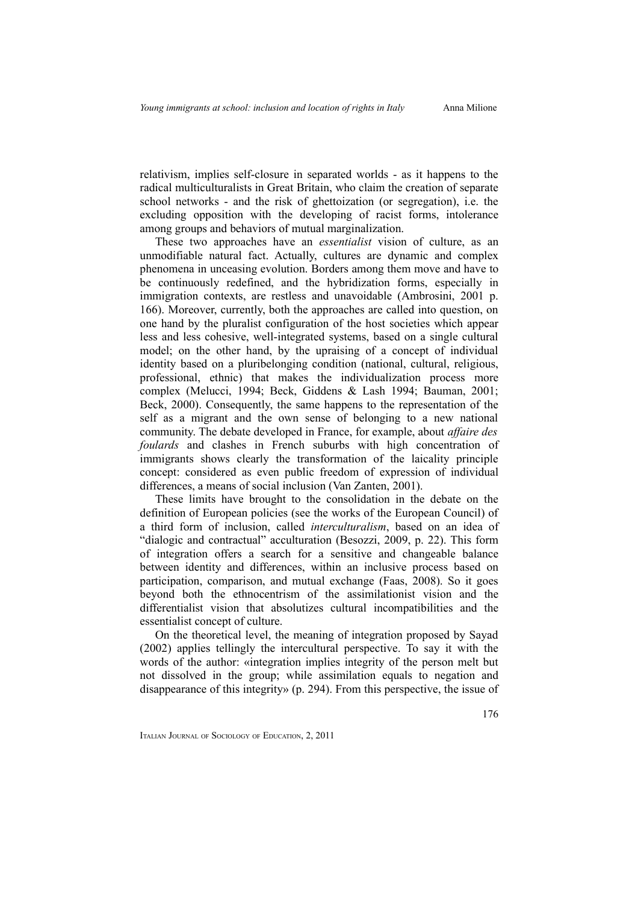relativism, implies self-closure in separated worlds - as it happens to the radical multiculturalists in Great Britain, who claim the creation of separate school networks - and the risk of ghettoization (or segregation), i.e. the excluding opposition with the developing of racist forms, intolerance among groups and behaviors of mutual marginalization.

These two approaches have an *essentialist* vision of culture, as an unmodifiable natural fact. Actually, cultures are dynamic and complex phenomena in unceasing evolution. Borders among them move and have to be continuously redefined, and the hybridization forms, especially in immigration contexts, are restless and unavoidable (Ambrosini, 2001 p. 166). Moreover, currently, both the approaches are called into question, on one hand by the pluralist configuration of the host societies which appear less and less cohesive, well-integrated systems, based on a single cultural model; on the other hand, by the upraising of a concept of individual identity based on a pluribelonging condition (national, cultural, religious, professional, ethnic) that makes the individualization process more complex (Melucci, 1994; Beck, Giddens & Lash 1994; Bauman, 2001; Beck, 2000). Consequently, the same happens to the representation of the self as a migrant and the own sense of belonging to a new national community. The debate developed in France, for example, about *affaire des foulards* and clashes in French suburbs with high concentration of immigrants shows clearly the transformation of the laicality principle concept: considered as even public freedom of expression of individual differences, a means of social inclusion (Van Zanten, 2001).

These limits have brought to the consolidation in the debate on the definition of European policies (see the works of the European Council) of a third form of inclusion, called *interculturalism*, based on an idea of "dialogic and contractual" acculturation (Besozzi, 2009, p. 22). This form of integration offers a search for a sensitive and changeable balance between identity and differences, within an inclusive process based on participation, comparison, and mutual exchange (Faas, 2008). So it goes beyond both the ethnocentrism of the assimilationist vision and the differentialist vision that absolutizes cultural incompatibilities and the essentialist concept of culture.

On the theoretical level, the meaning of integration proposed by Sayad (2002) applies tellingly the intercultural perspective. To say it with the words of the author: «integration implies integrity of the person melt but not dissolved in the group; while assimilation equals to negation and disappearance of this integrity» (p. 294). From this perspective, the issue of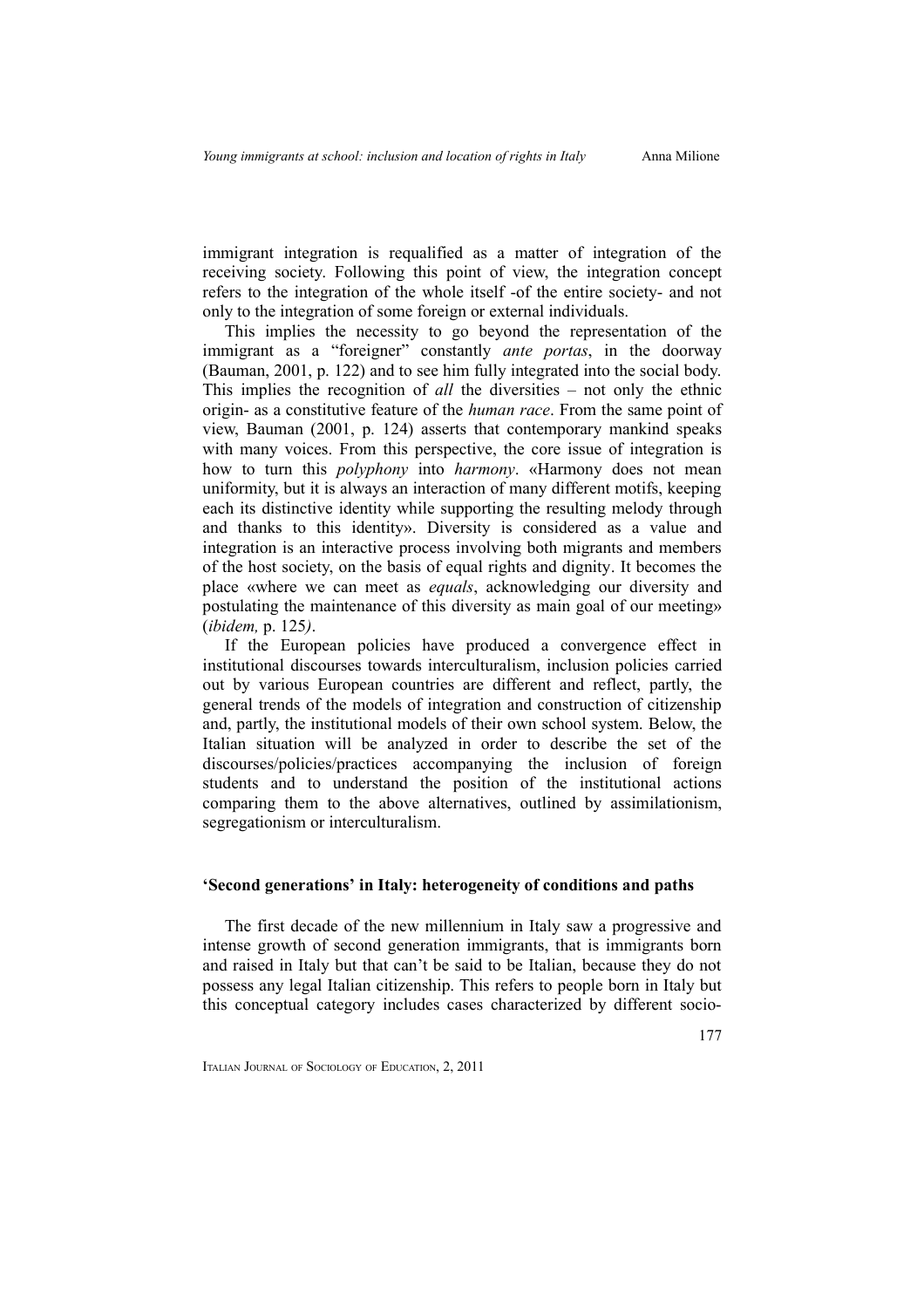immigrant integration is requalified as a matter of integration of the receiving society. Following this point of view, the integration concept refers to the integration of the whole itself -of the entire society- and not only to the integration of some foreign or external individuals.

This implies the necessity to go beyond the representation of the immigrant as a "foreigner" constantly *ante portas*, in the doorway (Bauman, 2001, p. 122) and to see him fully integrated into the social body. This implies the recognition of *all* the diversities – not only the ethnic origin- as a constitutive feature of the *human race*. From the same point of view, Bauman (2001, p. 124) asserts that contemporary mankind speaks with many voices. From this perspective, the core issue of integration is how to turn this *polyphony* into *harmony*. «Harmony does not mean uniformity, but it is always an interaction of many different motifs, keeping each its distinctive identity while supporting the resulting melody through and thanks to this identity». Diversity is considered as a value and integration is an interactive process involving both migrants and members of the host society, on the basis of equal rights and dignity. It becomes the place «where we can meet as *equals*, acknowledging our diversity and postulating the maintenance of this diversity as main goal of our meeting» (*ibidem,* p. 125*)*.

If the European policies have produced a convergence effect in institutional discourses towards interculturalism, inclusion policies carried out by various European countries are different and reflect, partly, the general trends of the models of integration and construction of citizenship and, partly, the institutional models of their own school system. Below, the Italian situation will be analyzed in order to describe the set of the discourses/policies/practices accompanying the inclusion of foreign students and to understand the position of the institutional actions comparing them to the above alternatives, outlined by assimilationism, segregationism or interculturalism.

## 'Second generations' in Italy: heterogeneity of conditions and paths

The first decade of the new millennium in Italy saw a progressive and intense growth of second generation immigrants, that is immigrants born and raised in Italy but that can't be said to be Italian, because they do not possess any legal Italian citizenship. This refers to people born in Italy but this conceptual category includes cases characterized by different socio-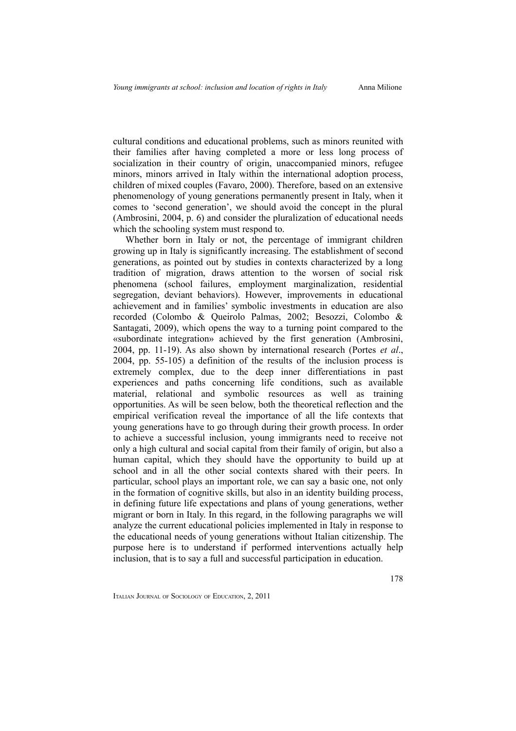cultural conditions and educational problems, such as minors reunited with their families after having completed a more or less long process of socialization in their country of origin, unaccompanied minors, refugee minors, minors arrived in Italy within the international adoption process, children of mixed couples (Favaro, 2000). Therefore, based on an extensive phenomenology of young generations permanently present in Italy, when it comes to 'second generation', we should avoid the concept in the plural (Ambrosini, 2004, p. 6) and consider the pluralization of educational needs which the schooling system must respond to.

Whether born in Italy or not, the percentage of immigrant children growing up in Italy is significantly increasing. The establishment of second generations, as pointed out by studies in contexts characterized by a long tradition of migration, draws attention to the worsen of social risk phenomena (school failures, employment marginalization, residential segregation, deviant behaviors). However, improvements in educational achievement and in families' symbolic investments in education are also recorded (Colombo & Queirolo Palmas, 2002; Besozzi, Colombo & Santagati, 2009), which opens the way to a turning point compared to the «subordinate integration» achieved by the first generation (Ambrosini, 2004, pp. 11-19). As also shown by international research (Portes *et al*., 2004, pp. 55-105) a definition of the results of the inclusion process is extremely complex, due to the deep inner differentiations in past experiences and paths concerning life conditions, such as available material, relational and symbolic resources as well as training opportunities. As will be seen below, both the theoretical reflection and the empirical verification reveal the importance of all the life contexts that young generations have to go through during their growth process. In order to achieve a successful inclusion, young immigrants need to receive not only a high cultural and social capital from their family of origin, but also a human capital, which they should have the opportunity to build up at school and in all the other social contexts shared with their peers. In particular, school plays an important role, we can say a basic one, not only in the formation of cognitive skills, but also in an identity building process, in defining future life expectations and plans of young generations, wether migrant or born in Italy. In this regard, in the following paragraphs we will analyze the current educational policies implemented in Italy in response to the educational needs of young generations without Italian citizenship. The purpose here is to understand if performed interventions actually help inclusion, that is to say a full and successful participation in education.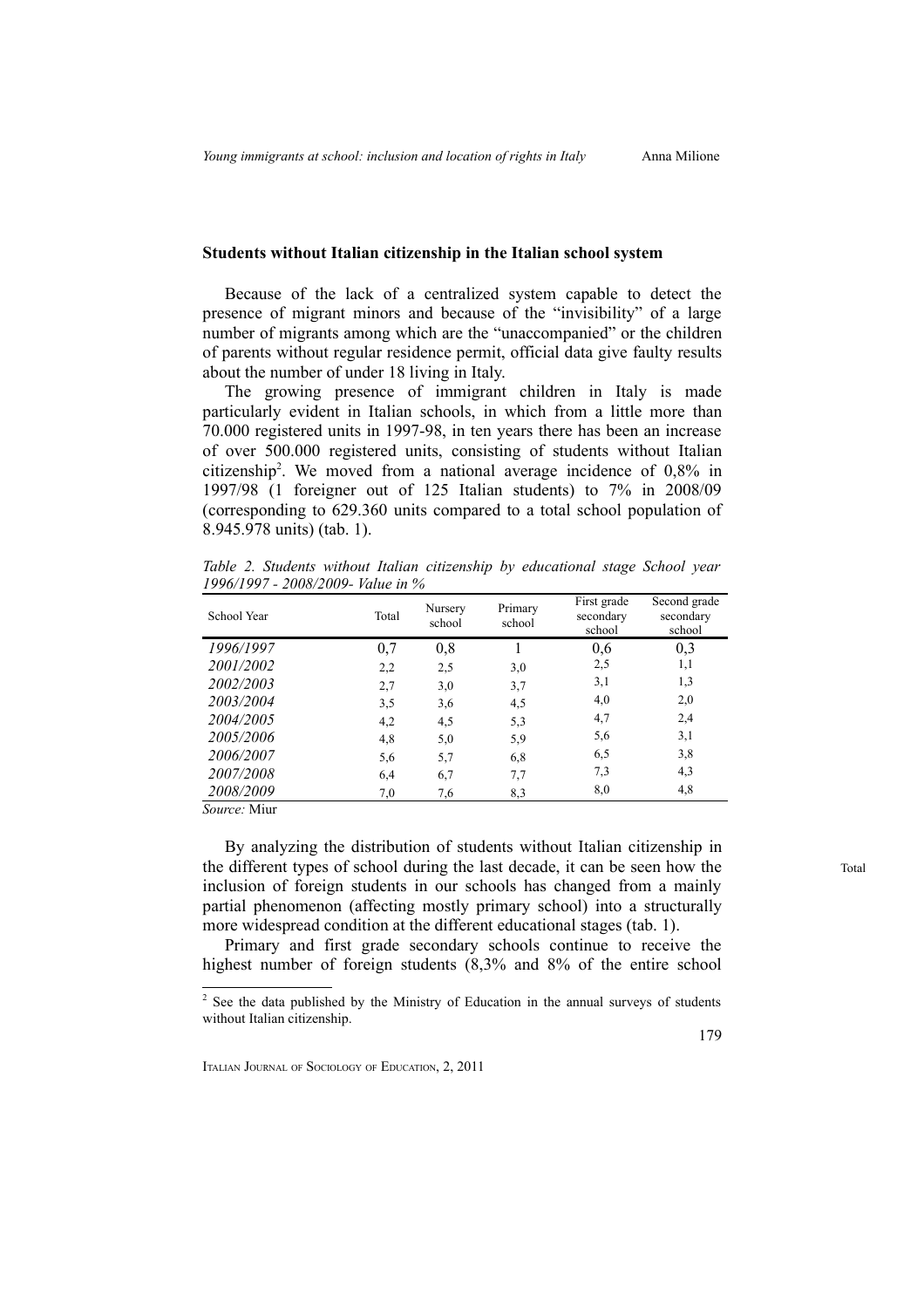## Students without Italian citizenship in the Italian school system

Because of the lack of a centralized system capable to detect the presence of migrant minors and because of the "invisibility" of a large number of migrants among which are the "unaccompanied" or the children of parents without regular residence permit, official data give faulty results about the number of under 18 living in Italy.

The growing presence of immigrant children in Italy is made particularly evident in Italian schools, in which from a little more than 70.000 registered units in 1997-98, in ten years there has been an increase of over 500.000 registered units, consisting of students without Italian citizenship[2]. We moved from a national average incidence of 0,8% in 1997/98 (1 foreigner out of 125 Italian students) to 7% in 2008/09 (corresponding to 629.360 units compared to a total school population of 8.945.978 units) (tab. 1).

*Table 2. Students without Italian citizenship by educational stage School year 1996/1997 - 2008/2009- Value in %*

| School Year | Total | Nursery school | Primary school | First grade secondary school | Second grade secondary school |
|---|---|---|---|---|---|
| *1996/1997* | 0,7 | 0,8 | 1 | 0,6 | 0,3 |
| *2001/2002* | 2,2 | 2,5 | 3,0 | 2,5 | 1,1 |
| *2002/2003* | 2,7 | 3,0 | 3,7 | 3,1 | 1,3 |
| *2003/2004* | 3,5 | 3,6 | 4,5 | 4,0 | 2,0 |
| *2004/2005* | 4,2 | 4,5 | 5,3 | 4,7 | 2,4 |
| *2005/2006* | 4,8 | 5,0 | 5,9 | 5,6 | 3,1 |
| *2006/2007* | 5,6 | 5,7 | 6,8 | 6,5 | 3,8 |
| *2007/2008* | 6,4 | 6,7 | 7,7 | 7,3 | 4,3 |
| *2008/2009* | 7,0 | 7,6 | 8,3 | 8,0 | 4,8 |

*Source:* Miur

By analyzing the distribution of students without Italian citizenship in the different types of school during the last decade, it can be seen how the inclusion of foreign students in our schools has changed from a mainly partial phenomenon (affecting mostly primary school) into a structurally more widespread condition at the different educational stages (tab. 1).

Primary and first grade secondary schools continue to receive the highest number of foreign students (8,3% and 8% of the entire school

[2] See the data published by the Ministry of Education in the annual surveys of students without Italian citizenship.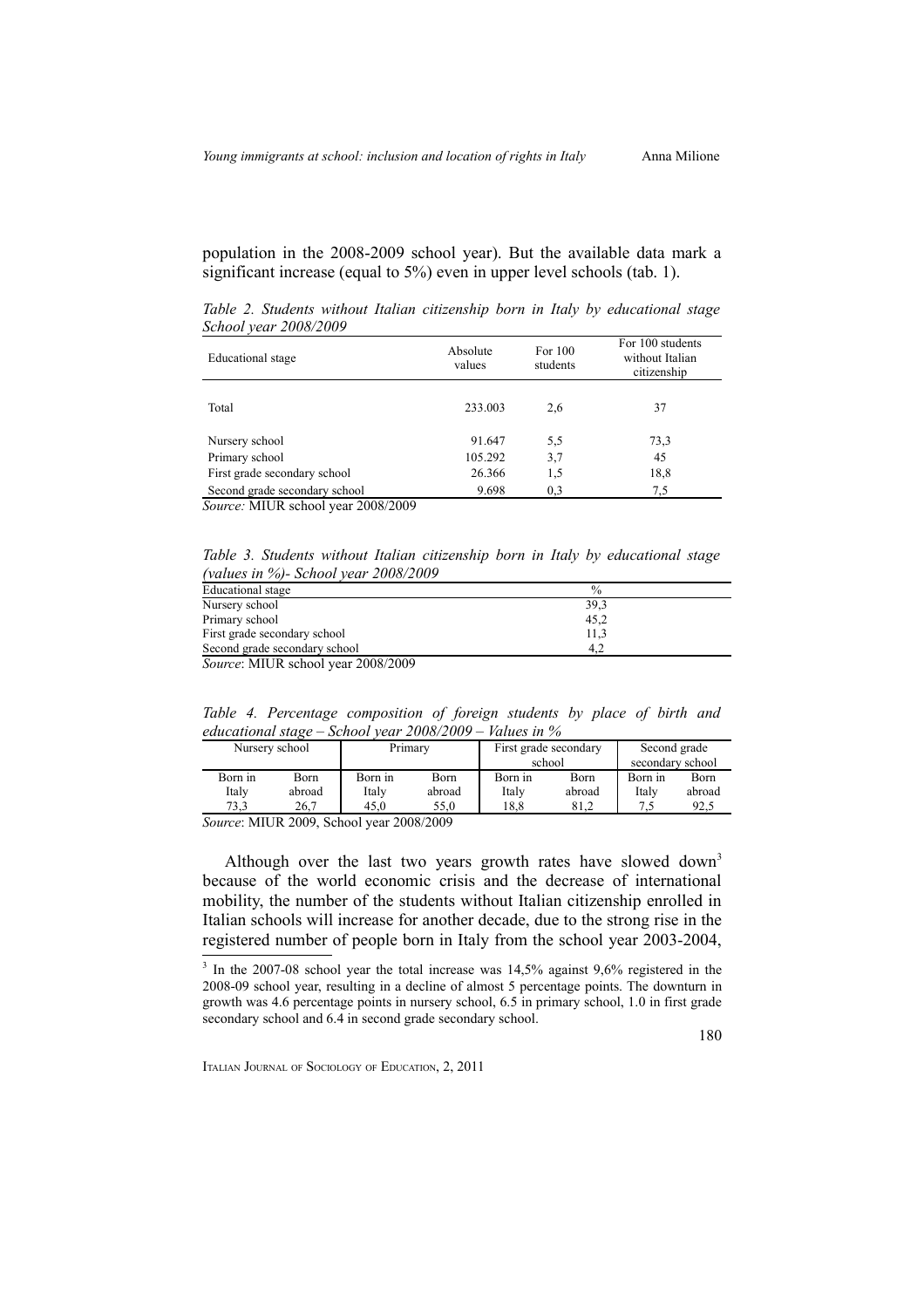population in the 2008-2009 school year). But the available data mark a significant increase (equal to 5%) even in upper level schools (tab. 1).

*Table 2. Students without Italian citizenship born in Italy by educational stage School year 2008/2009*

| Educational stage | Absolute values | For 100 students | For 100 students without Italian citizenship |
|---|---|---|---|
| Total | 233.003 | 2,6 | 37 |
| Nursery school | 91.647 | 5,5 | 73,3 |
| Primary school | 105.292 | 3,7 | 45 |
| First grade secondary school | 26.366 | 1,5 | 18,8 |
| Second grade secondary school | 9.698 | 0,3 | 7,5 |

*Source:* MIUR school year 2008/2009

*Table 3. Students without Italian citizenship born in Italy by educational stage (values in %)- School year 2008/2009*

| Educational stage | % |
|---|---|
| Nursery school | 39,3 |
| Primary school | 45,2 |
| First grade secondary school | 11,3 |
| Second grade secondary school | 4,2 |

*Source*: MIUR school year 2008/2009

*Table 4. Percentage composition of foreign students by place of birth and educational stage – School year 2008/2009 – Values in %*

| Nursery school | | Primary | | First grade secondary school | | Second grade secondary school | |
|---|---|---|---|---|---|---|---|
| Born in Italy | Born abroad | Born in Italy | Born abroad | Born in Italy | Born abroad | Born in Italy | Born abroad |
| 73,3 | 26,7 | 45,0 | 55,0 | 18,8 | 81,2 | 7,5 | 92,5 |

*Source*: MIUR 2009, School year 2008/2009

Although over the last two years growth rates have slowed down[3] because of the world economic crisis and the decrease of international mobility, the number of the students without Italian citizenship enrolled in Italian schools will increase for another decade, due to the strong rise in the registered number of people born in Italy from the school year 2003-2004,

[3] In the 2007-08 school year the total increase was 14,5% against 9,6% registered in the 2008-09 school year, resulting in a decline of almost 5 percentage points. The downturn in growth was 4.6 percentage points in nursery school, 6.5 in primary school, 1.0 in first grade secondary school and 6.4 in second grade secondary school.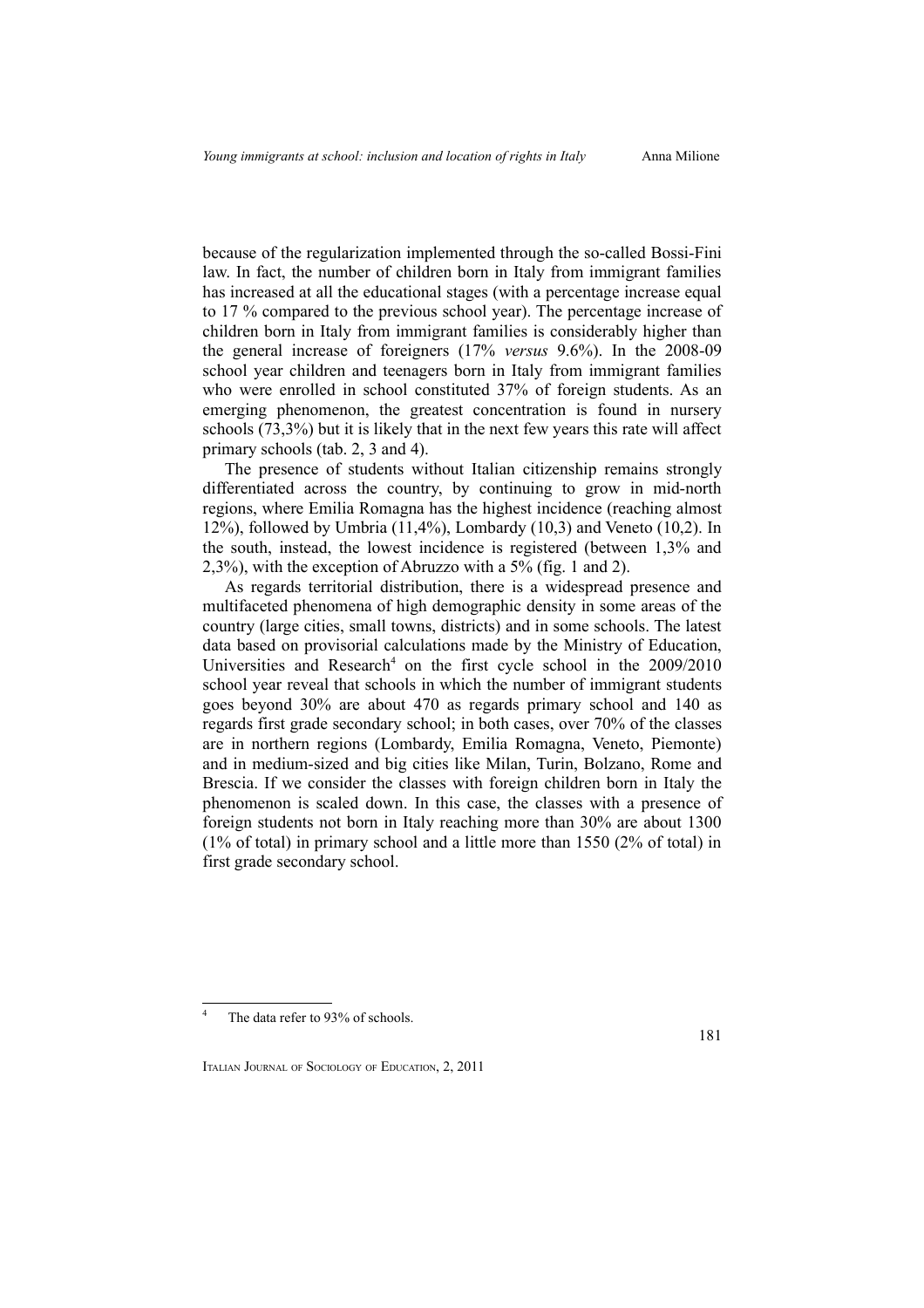because of the regularization implemented through the so-called Bossi-Fini law. In fact, the number of children born in Italy from immigrant families has increased at all the educational stages (with a percentage increase equal to 17 % compared to the previous school year). The percentage increase of children born in Italy from immigrant families is considerably higher than the general increase of foreigners (17% *versus* 9.6%). In the 2008-09 school year children and teenagers born in Italy from immigrant families who were enrolled in school constituted 37% of foreign students. As an emerging phenomenon, the greatest concentration is found in nursery schools (73,3%) but it is likely that in the next few years this rate will affect primary schools (tab. 2, 3 and 4).

The presence of students without Italian citizenship remains strongly differentiated across the country, by continuing to grow in mid-north regions, where Emilia Romagna has the highest incidence (reaching almost 12%), followed by Umbria (11,4%), Lombardy (10,3) and Veneto (10,2). In the south, instead, the lowest incidence is registered (between 1,3% and 2,3%), with the exception of Abruzzo with a 5% (fig. 1 and 2).

As regards territorial distribution, there is a widespread presence and multifaceted phenomena of high demographic density in some areas of the country (large cities, small towns, districts) and in some schools. The latest data based on provisorial calculations made by the Ministry of Education, Universities and Research[4] on the first cycle school in the 2009/2010 school year reveal that schools in which the number of immigrant students goes beyond 30% are about 470 as regards primary school and 140 as regards first grade secondary school; in both cases, over 70% of the classes are in northern regions (Lombardy, Emilia Romagna, Veneto, Piemonte) and in medium-sized and big cities like Milan, Turin, Bolzano, Rome and Brescia. If we consider the classes with foreign children born in Italy the phenomenon is scaled down. In this case, the classes with a presence of foreign students not born in Italy reaching more than 30% are about 1300 (1% of total) in primary school and a little more than 1550 (2% of total) in first grade secondary school.

[4] The data refer to 93% of schools.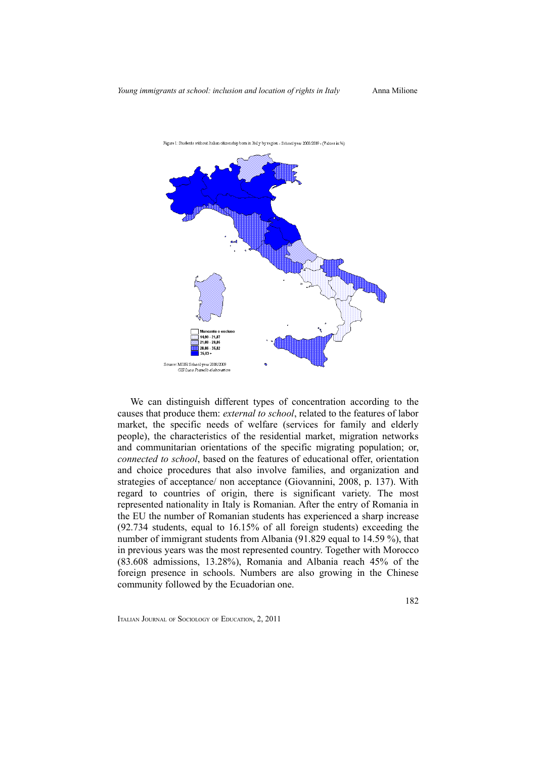Figure 1: Students without Italian citizenship born in Italy by region - School year 2008/2009 - (Values in %)

Mancante o escluso
14,90 - 21,87
21,88 - 28,85
28,86 - 35,82
35,83 +

Source: MIUR School year 2008/2009
*GIS Luca Fratelli elaboration*

We can distinguish different types of concentration according to the causes that produce them: *external to school*, related to the features of labor market, the specific needs of welfare (services for family and elderly people), the characteristics of the residential market, migration networks and communitarian orientations of the specific migrating population; or, *connected to school*, based on the features of educational offer, orientation and choice procedures that also involve families, and organization and strategies of acceptance/ non acceptance (Giovannini, 2008, p. 137). With regard to countries of origin, there is significant variety. The most represented nationality in Italy is Romanian. After the entry of Romania in the EU the number of Romanian students has experienced a sharp increase (92.734 students, equal to 16.15% of all foreign students) exceeding the number of immigrant students from Albania (91.829 equal to 14.59 %), that in previous years was the most represented country. Together with Morocco (83.608 admissions, 13.28%), Romania and Albania reach 45% of the foreign presence in schools. Numbers are also growing in the Chinese community followed by the Ecuadorian one.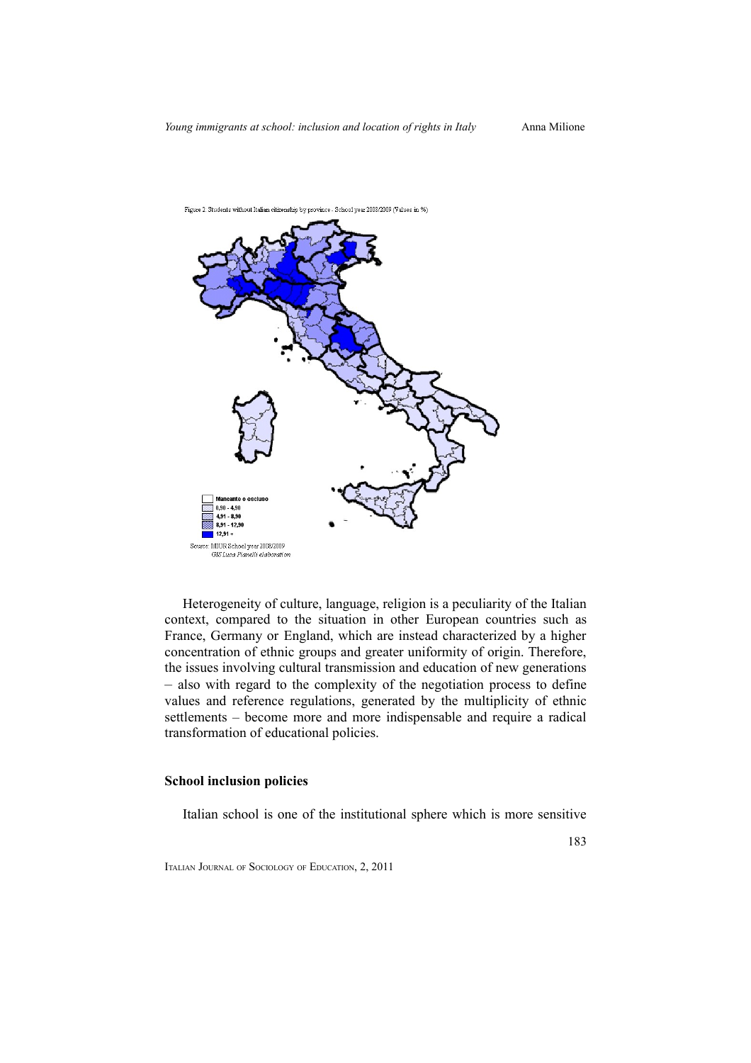Figure 2. Students without Italian citizenship by province - School year 2008/2009 (Values in %)

Mancante o escluso
0,90 - 4,90
4,91 - 8,90
8,91 - 12,90
12,91 +

Source: MIUR School year 2008/2009
GIS Luca Pianelli elaboration

Heterogeneity of culture, language, religion is a peculiarity of the Italian context, compared to the situation in other European countries such as France, Germany or England, which are instead characterized by a higher concentration of ethnic groups and greater uniformity of origin. Therefore, the issues involving cultural transmission and education of new generations – also with regard to the complexity of the negotiation process to define values and reference regulations, generated by the multiplicity of ethnic settlements – become more and more indispensable and require a radical transformation of educational policies.

## School inclusion policies

Italian school is one of the institutional sphere which is more sensitive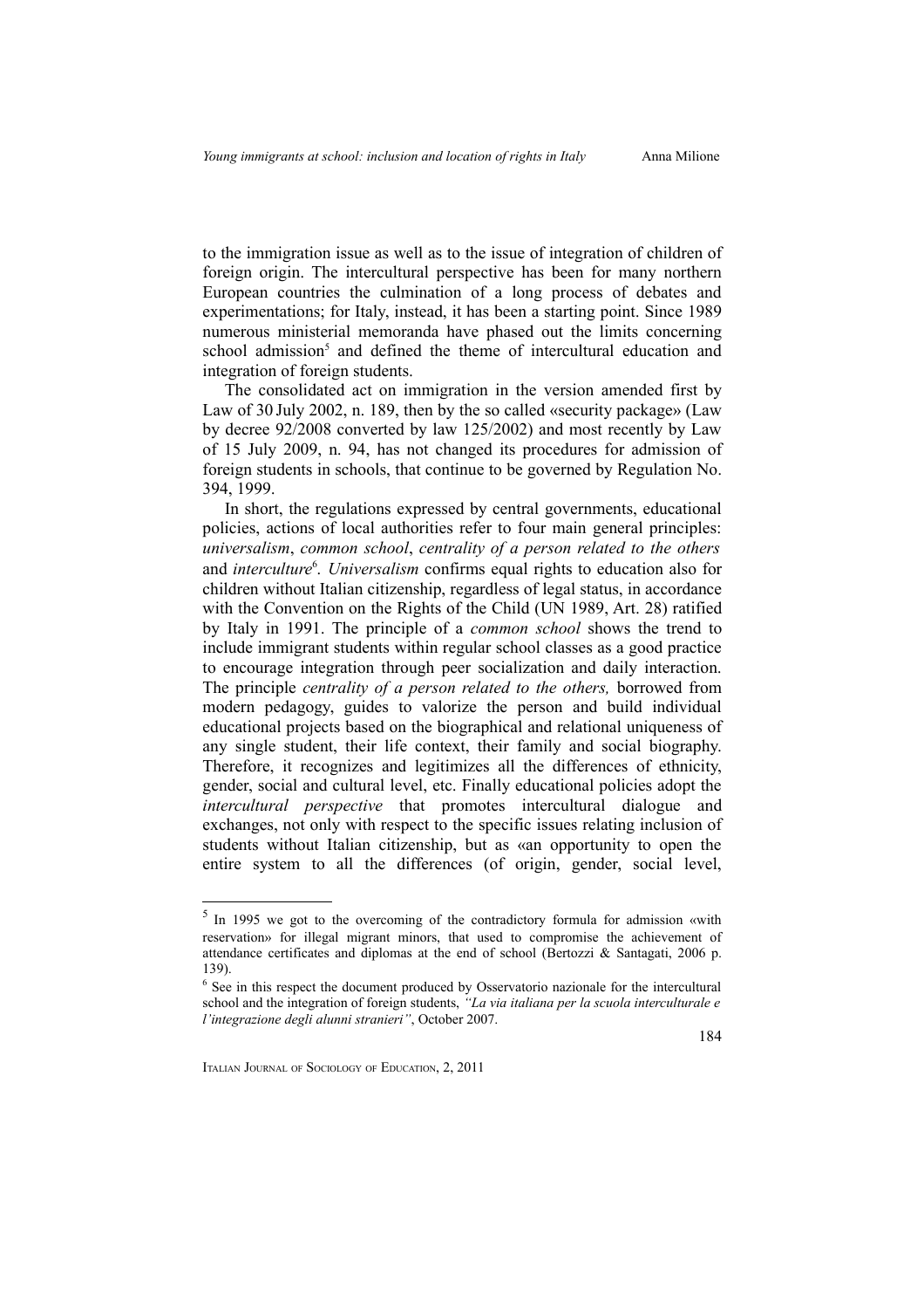to the immigration issue as well as to the issue of integration of children of foreign origin. The intercultural perspective has been for many northern European countries the culmination of a long process of debates and experimentations; for Italy, instead, it has been a starting point. Since 1989 numerous ministerial memoranda have phased out the limits concerning school admission[5] and defined the theme of intercultural education and integration of foreign students.

The consolidated act on immigration in the version amended first by Law of 30 July 2002, n. 189, then by the so called «security package» (Law by decree 92/2008 converted by law 125/2002) and most recently by Law of 15 July 2009, n. 94, has not changed its procedures for admission of foreign students in schools, that continue to be governed by Regulation No. 394, 1999.

In short, the regulations expressed by central governments, educational policies, actions of local authorities refer to four main general principles: *universalism*, *common school*, *centrality of a person related to the others* and *interculture*[6]. *Universalism* confirms equal rights to education also for children without Italian citizenship, regardless of legal status, in accordance with the Convention on the Rights of the Child (UN 1989, Art. 28) ratified by Italy in 1991. The principle of a *common school* shows the trend to include immigrant students within regular school classes as a good practice to encourage integration through peer socialization and daily interaction. The principle *centrality of a person related to the others,* borrowed from modern pedagogy, guides to valorize the person and build individual educational projects based on the biographical and relational uniqueness of any single student, their life context, their family and social biography. Therefore, it recognizes and legitimizes all the differences of ethnicity, gender, social and cultural level, etc. Finally educational policies adopt the *intercultural perspective* that promotes intercultural dialogue and exchanges, not only with respect to the specific issues relating inclusion of students without Italian citizenship, but as «an opportunity to open the entire system to all the differences (of origin, gender, social level,

---

[5] In 1995 we got to the overcoming of the contradictory formula for admission «with reservation» for illegal migrant minors, that used to compromise the achievement of attendance certificates and diplomas at the end of school (Bertozzi & Santagati, 2006 p. 139).

[6] See in this respect the document produced by Osservatorio nazionale for the intercultural school and the integration of foreign students, *"La via italiana per la scuola interculturale e l'integrazione degli alunni stranieri"*, October 2007.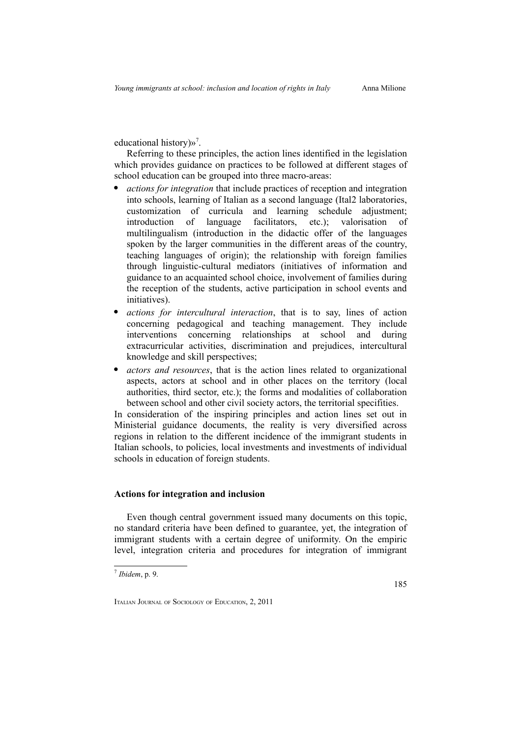educational history)»[7].

Referring to these principles, the action lines identified in the legislation which provides guidance on practices to be followed at different stages of school education can be grouped into three macro-areas:

- *actions for integration* that include practices of reception and integration into schools, learning of Italian as a second language (Ital2 laboratories, customization of curricula and learning schedule adjustment; introduction of language facilitators, etc.); valorisation of multilingualism (introduction in the didactic offer of the languages spoken by the larger communities in the different areas of the country, teaching languages of origin); the relationship with foreign families through linguistic-cultural mediators (initiatives of information and guidance to an acquainted school choice, involvement of families during the reception of the students, active participation in school events and initiatives).
- *actions for intercultural interaction*, that is to say, lines of action concerning pedagogical and teaching management. They include interventions concerning relationships at school and during extracurricular activities, discrimination and prejudices, intercultural knowledge and skill perspectives;
- *actors and resources*, that is the action lines related to organizational aspects, actors at school and in other places on the territory (local authorities, third sector, etc.); the forms and modalities of collaboration between school and other civil society actors, the territorial specifities.

In consideration of the inspiring principles and action lines set out in Ministerial guidance documents, the reality is very diversified across regions in relation to the different incidence of the immigrant students in Italian schools, to policies, local investments and investments of individual schools in education of foreign students.

## Actions for integration and inclusion

Even though central government issued many documents on this topic, no standard criteria have been defined to guarantee, yet, the integration of immigrant students with a certain degree of uniformity. On the empiric level, integration criteria and procedures for integration of immigrant

[7] *Ibidem*, p. 9.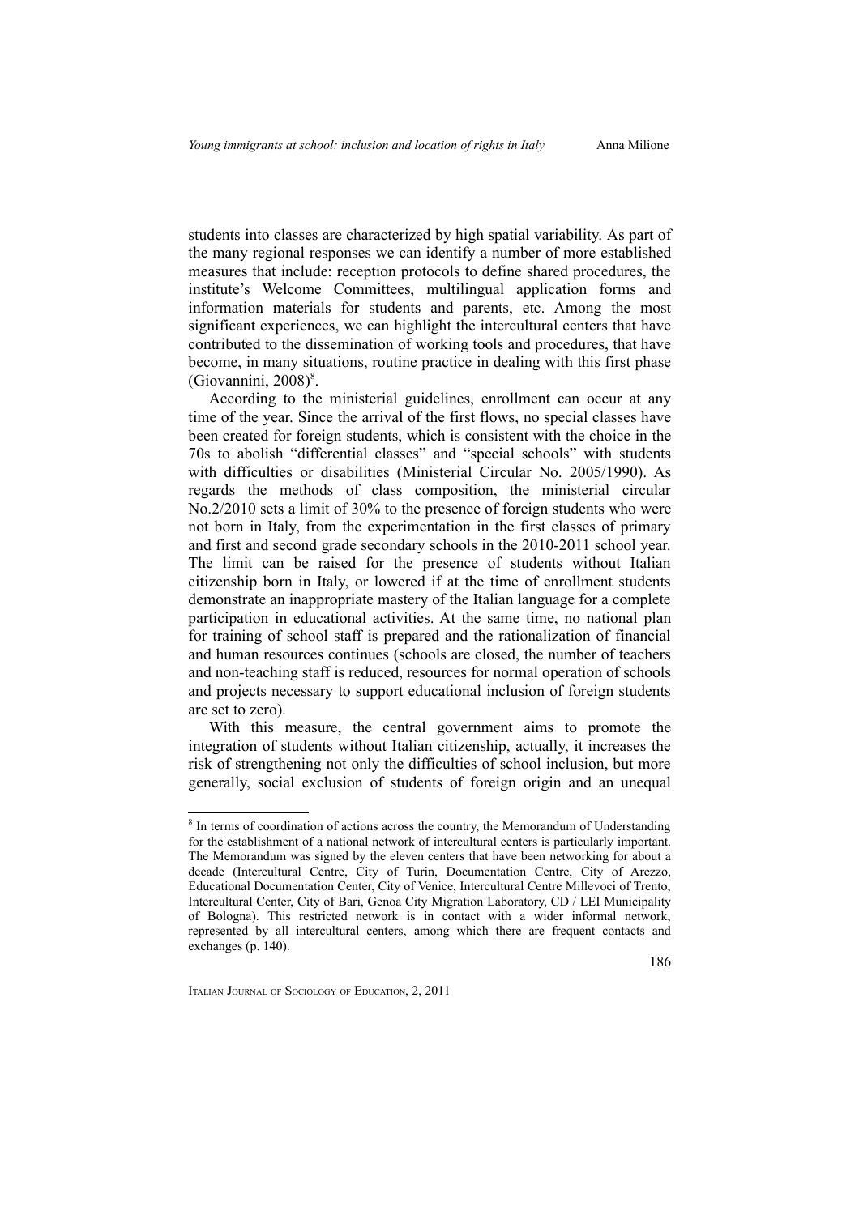students into classes are characterized by high spatial variability. As part of the many regional responses we can identify a number of more established measures that include: reception protocols to define shared procedures, the institute's Welcome Committees, multilingual application forms and information materials for students and parents, etc. Among the most significant experiences, we can highlight the intercultural centers that have contributed to the dissemination of working tools and procedures, that have become, in many situations, routine practice in dealing with this first phase (Giovannini, 2008)[8].

According to the ministerial guidelines, enrollment can occur at any time of the year. Since the arrival of the first flows, no special classes have been created for foreign students, which is consistent with the choice in the 70s to abolish "differential classes" and "special schools" with students with difficulties or disabilities (Ministerial Circular No. 2005/1990). As regards the methods of class composition, the ministerial circular No.2/2010 sets a limit of 30% to the presence of foreign students who were not born in Italy, from the experimentation in the first classes of primary and first and second grade secondary schools in the 2010-2011 school year. The limit can be raised for the presence of students without Italian citizenship born in Italy, or lowered if at the time of enrollment students demonstrate an inappropriate mastery of the Italian language for a complete participation in educational activities. At the same time, no national plan for training of school staff is prepared and the rationalization of financial and human resources continues (schools are closed, the number of teachers and non-teaching staff is reduced, resources for normal operation of schools and projects necessary to support educational inclusion of foreign students are set to zero).

With this measure, the central government aims to promote the integration of students without Italian citizenship, actually, it increases the risk of strengthening not only the difficulties of school inclusion, but more generally, social exclusion of students of foreign origin and an unequal

---

[8] In terms of coordination of actions across the country, the Memorandum of Understanding for the establishment of a national network of intercultural centers is particularly important. The Memorandum was signed by the eleven centers that have been networking for about a decade (Intercultural Centre, City of Turin, Documentation Centre, City of Arezzo, Educational Documentation Center, City of Venice, Intercultural Centre Millevoci of Trento, Intercultural Center, City of Bari, Genoa City Migration Laboratory, CD / LEI Municipality of Bologna). This restricted network is in contact with a wider informal network, represented by all intercultural centers, among which there are frequent contacts and exchanges (p. 140).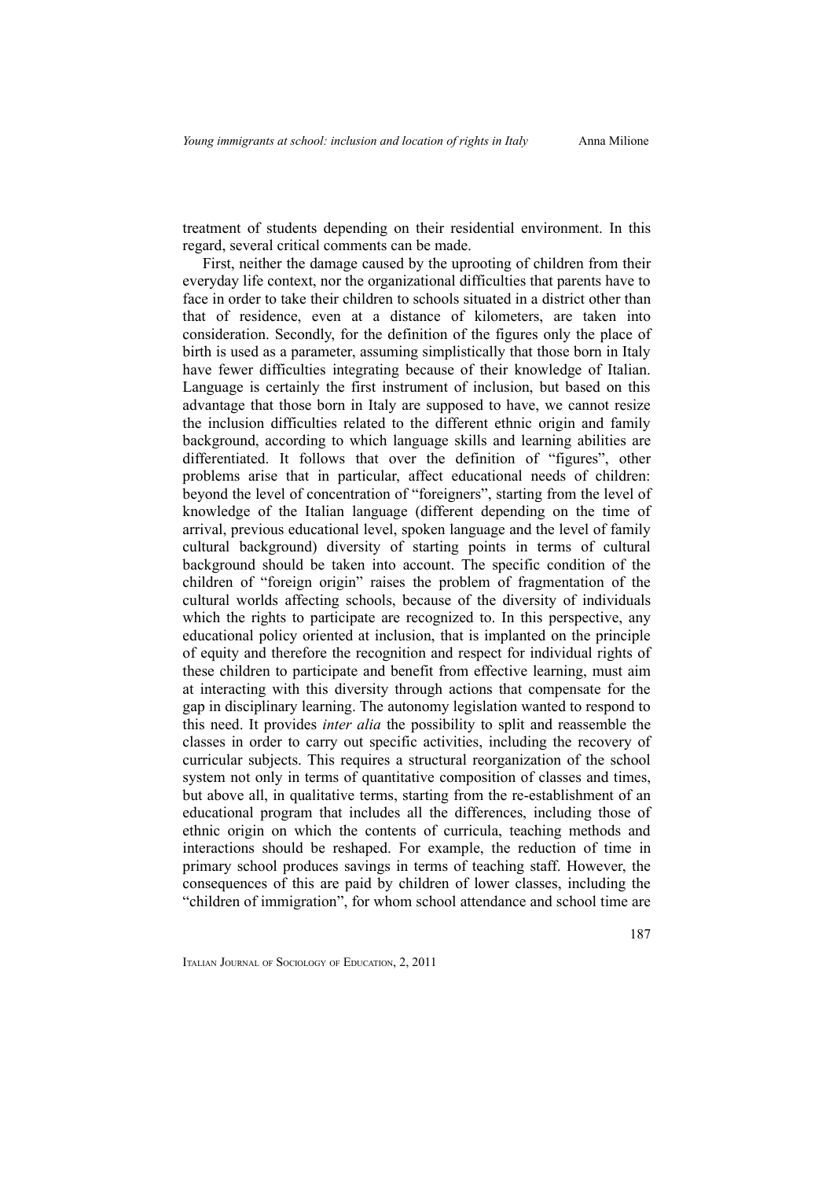treatment of students depending on their residential environment. In this regard, several critical comments can be made.

First, neither the damage caused by the uprooting of children from their everyday life context, nor the organizational difficulties that parents have to face in order to take their children to schools situated in a district other than that of residence, even at a distance of kilometers, are taken into consideration. Secondly, for the definition of the figures only the place of birth is used as a parameter, assuming simplistically that those born in Italy have fewer difficulties integrating because of their knowledge of Italian. Language is certainly the first instrument of inclusion, but based on this advantage that those born in Italy are supposed to have, we cannot resize the inclusion difficulties related to the different ethnic origin and family background, according to which language skills and learning abilities are differentiated. It follows that over the definition of "figures", other problems arise that in particular, affect educational needs of children: beyond the level of concentration of "foreigners", starting from the level of knowledge of the Italian language (different depending on the time of arrival, previous educational level, spoken language and the level of family cultural background) diversity of starting points in terms of cultural background should be taken into account. The specific condition of the children of "foreign origin" raises the problem of fragmentation of the cultural worlds affecting schools, because of the diversity of individuals which the rights to participate are recognized to. In this perspective, any educational policy oriented at inclusion, that is implanted on the principle of equity and therefore the recognition and respect for individual rights of these children to participate and benefit from effective learning, must aim at interacting with this diversity through actions that compensate for the gap in disciplinary learning. The autonomy legislation wanted to respond to this need. It provides *inter alia* the possibility to split and reassemble the classes in order to carry out specific activities, including the recovery of curricular subjects. This requires a structural reorganization of the school system not only in terms of quantitative composition of classes and times, but above all, in qualitative terms, starting from the re-establishment of an educational program that includes all the differences, including those of ethnic origin on which the contents of curricula, teaching methods and interactions should be reshaped. For example, the reduction of time in primary school produces savings in terms of teaching staff. However, the consequences of this are paid by children of lower classes, including the "children of immigration", for whom school attendance and school time are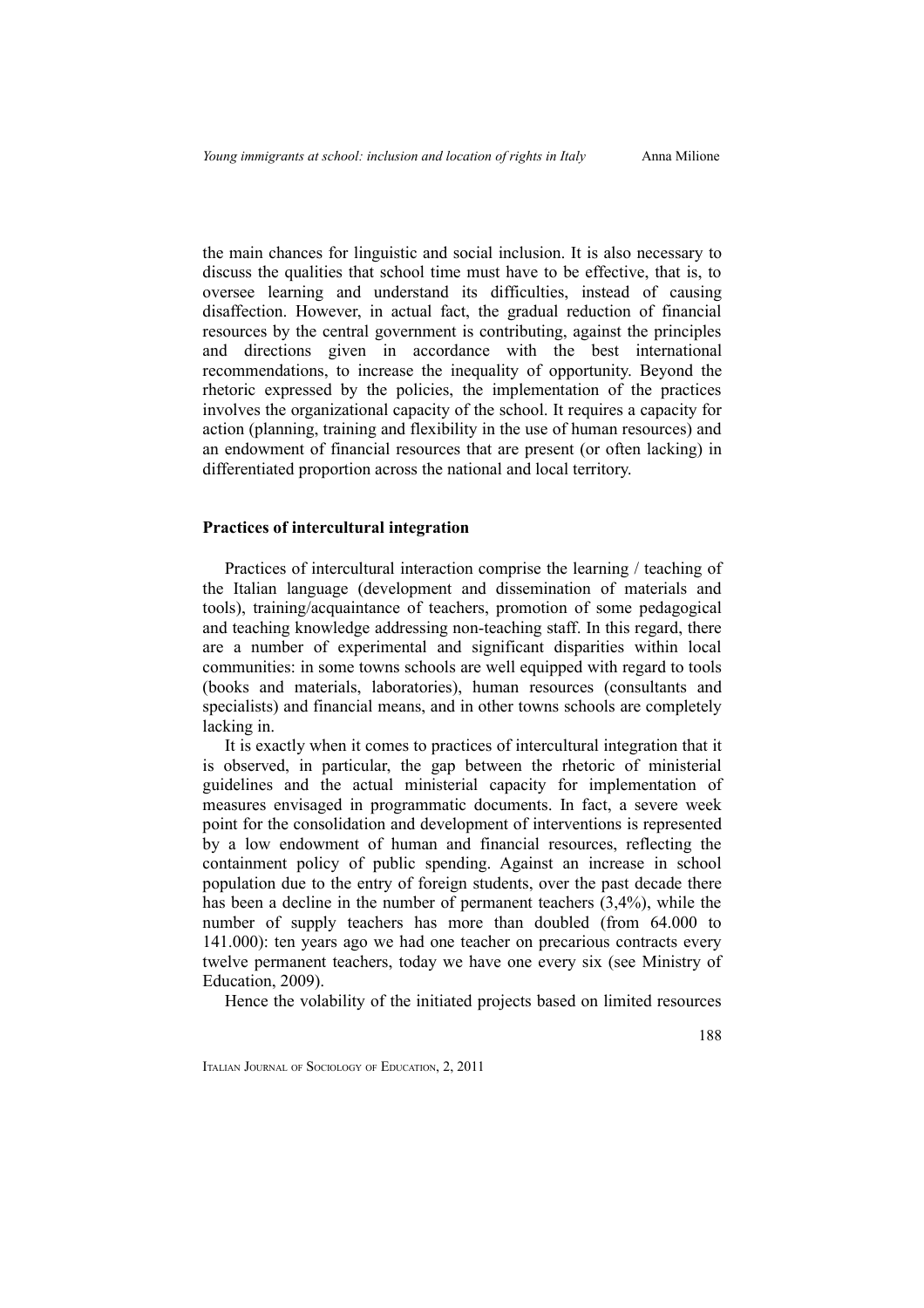the main chances for linguistic and social inclusion. It is also necessary to discuss the qualities that school time must have to be effective, that is, to oversee learning and understand its difficulties, instead of causing disaffection. However, in actual fact, the gradual reduction of financial resources by the central government is contributing, against the principles and directions given in accordance with the best international recommendations, to increase the inequality of opportunity. Beyond the rhetoric expressed by the policies, the implementation of the practices involves the organizational capacity of the school. It requires a capacity for action (planning, training and flexibility in the use of human resources) and an endowment of financial resources that are present (or often lacking) in differentiated proportion across the national and local territory.

## Practices of intercultural integration

Practices of intercultural interaction comprise the learning / teaching of the Italian language (development and dissemination of materials and tools), training/acquaintance of teachers, promotion of some pedagogical and teaching knowledge addressing non-teaching staff. In this regard, there are a number of experimental and significant disparities within local communities: in some towns schools are well equipped with regard to tools (books and materials, laboratories), human resources (consultants and specialists) and financial means, and in other towns schools are completely lacking in.

It is exactly when it comes to practices of intercultural integration that it is observed, in particular, the gap between the rhetoric of ministerial guidelines and the actual ministerial capacity for implementation of measures envisaged in programmatic documents. In fact, a severe week point for the consolidation and development of interventions is represented by a low endowment of human and financial resources, reflecting the containment policy of public spending. Against an increase in school population due to the entry of foreign students, over the past decade there has been a decline in the number of permanent teachers (3,4%), while the number of supply teachers has more than doubled (from 64.000 to 141.000): ten years ago we had one teacher on precarious contracts every twelve permanent teachers, today we have one every six (see Ministry of Education, 2009).

Hence the volability of the initiated projects based on limited resources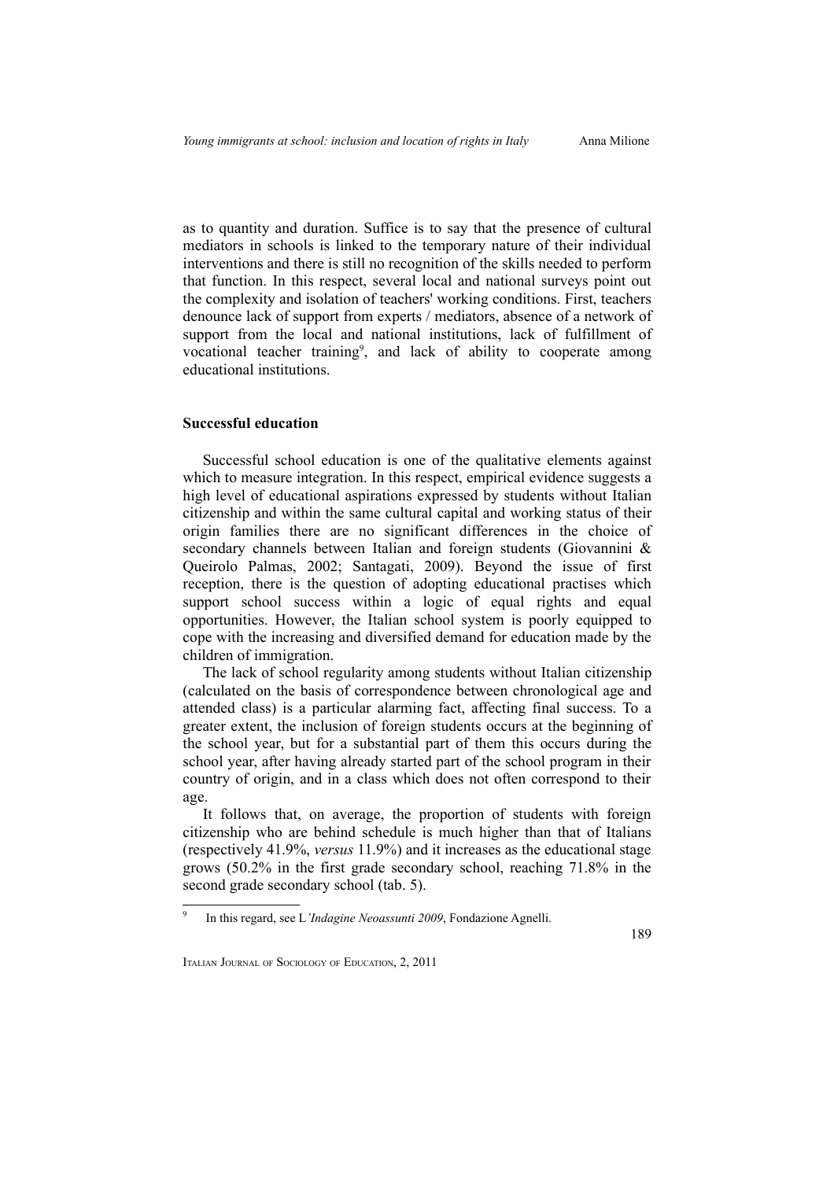as to quantity and duration. Suffice is to say that the presence of cultural mediators in schools is linked to the temporary nature of their individual interventions and there is still no recognition of the skills needed to perform that function. In this respect, several local and national surveys point out the complexity and isolation of teachers' working conditions. First, teachers denounce lack of support from experts / mediators, absence of a network of support from the local and national institutions, lack of fulfillment of vocational teacher training[9], and lack of ability to cooperate among educational institutions.

## Successful education

Successful school education is one of the qualitative elements against which to measure integration. In this respect, empirical evidence suggests a high level of educational aspirations expressed by students without Italian citizenship and within the same cultural capital and working status of their origin families there are no significant differences in the choice of secondary channels between Italian and foreign students (Giovannini & Queirolo Palmas, 2002; Santagati, 2009). Beyond the issue of first reception, there is the question of adopting educational practises which support school success within a logic of equal rights and equal opportunities. However, the Italian school system is poorly equipped to cope with the increasing and diversified demand for education made by the children of immigration.

The lack of school regularity among students without Italian citizenship (calculated on the basis of correspondence between chronological age and attended class) is a particular alarming fact, affecting final success. To a greater extent, the inclusion of foreign students occurs at the beginning of the school year, but for a substantial part of them this occurs during the school year, after having already started part of the school program in their country of origin, and in a class which does not often correspond to their age.

It follows that, on average, the proportion of students with foreign citizenship who are behind schedule is much higher than that of Italians (respectively 41.9%, *versus* 11.9%) and it increases as the educational stage grows (50.2% in the first grade secondary school, reaching 71.8% in the second grade secondary school (tab. 5).

[9] In this regard, see L*'Indagine Neoassunti 2009*, Fondazione Agnelli.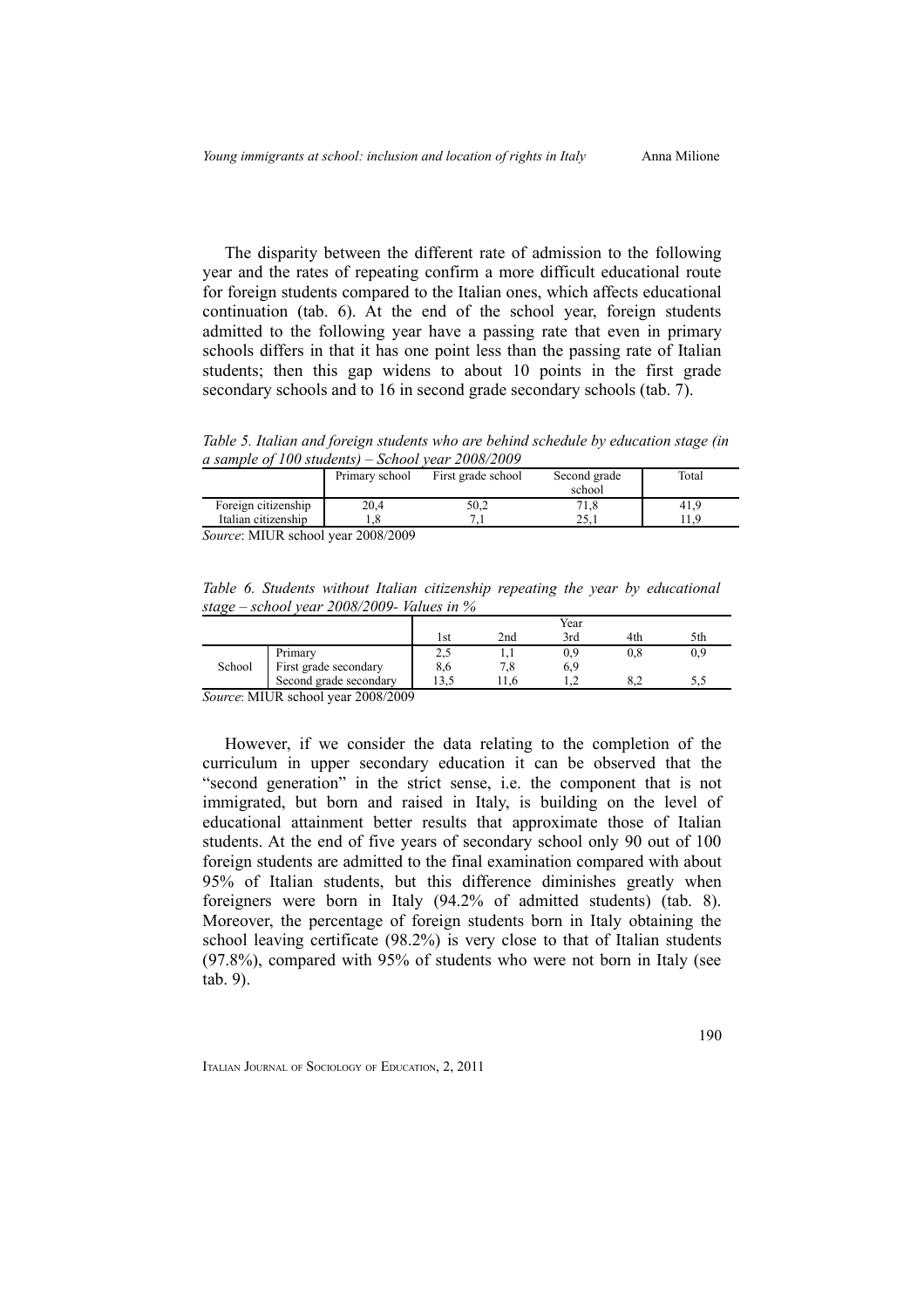The disparity between the different rate of admission to the following year and the rates of repeating confirm a more difficult educational route for foreign students compared to the Italian ones, which affects educational continuation (tab. 6). At the end of the school year, foreign students admitted to the following year have a passing rate that even in primary schools differs in that it has one point less than the passing rate of Italian students; then this gap widens to about 10 points in the first grade secondary schools and to 16 in second grade secondary schools (tab. 7).

*Table 5. Italian and foreign students who are behind schedule by education stage (in a sample of 100 students) – School year 2008/2009*

| | Primary school | First grade school | Second grade school | Total |
|---|---|---|---|---|
| Foreign citizenship | 20,4 | 50,2 | 71,8 | 41,9 |
| Italian citizenship | 1,8 | 7,1 | 25,1 | 11,9 |

*Source*: MIUR school year 2008/2009

*Table 6. Students without Italian citizenship repeating the year by educational stage – school year 2008/2009- Values in %*

| | | Year | | | | |
|---|---|---|---|---|---|---|
| | | 1st | 2nd | 3rd | 4th | 5th |
| School | Primary | 2,5 | 1,1 | 0,9 | 0,8 | 0,9 |
| | First grade secondary | 8,6 | 7,8 | 6,9 | | |
| | Second grade secondary | 13,5 | 11,6 | 1,2 | 8,2 | 5,5 |

*Source*: MIUR school year 2008/2009

However, if we consider the data relating to the completion of the curriculum in upper secondary education it can be observed that the "second generation" in the strict sense, i.e. the component that is not immigrated, but born and raised in Italy, is building on the level of educational attainment better results that approximate those of Italian students. At the end of five years of secondary school only 90 out of 100 foreign students are admitted to the final examination compared with about 95% of Italian students, but this difference diminishes greatly when foreigners were born in Italy (94.2% of admitted students) (tab. 8). Moreover, the percentage of foreign students born in Italy obtaining the school leaving certificate (98.2%) is very close to that of Italian students (97.8%), compared with 95% of students who were not born in Italy (see tab. 9).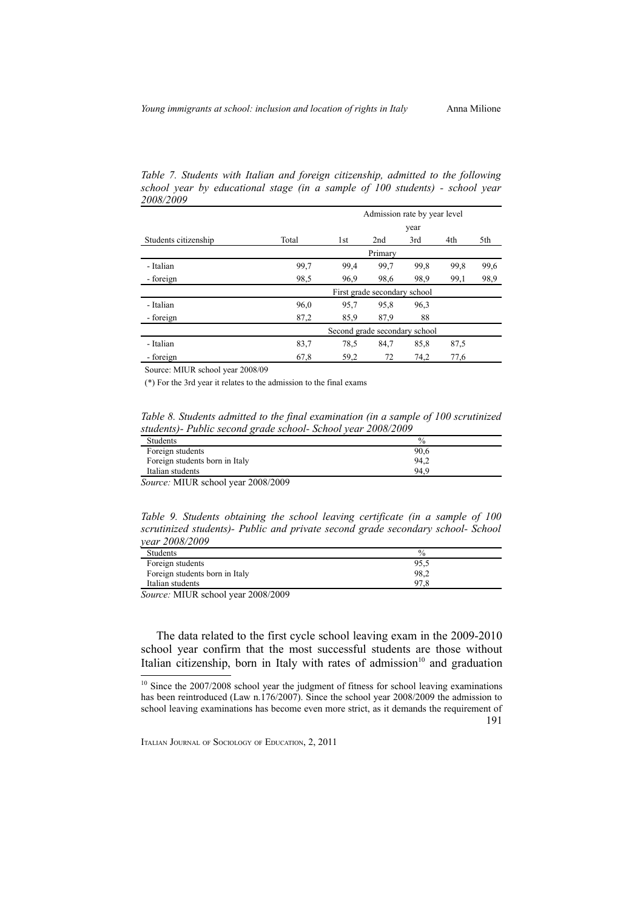*Table 7. Students with Italian and foreign citizenship, admitted to the following school year by educational stage (in a sample of 100 students) - school year 2008/2009*

| | | Admission rate by year level | | | | |
|---|---|---|---|---|---|---|
| | | year | | | | |
| Students citizenship | Total | 1st | 2nd | 3rd | 4th | 5th |
| | | Primary | | | | |
| - Italian | 99,7 | 99,4 | 99,7 | 99,8 | 99,8 | 99,6 |
| - foreign | 98,5 | 96,9 | 98,6 | 98,9 | 99,1 | 98,9 |
| | | First grade secondary school | | | | |
| - Italian | 96,0 | 95,7 | 95,8 | 96,3 | | |
| - foreign | 87,2 | 85,9 | 87,9 | 88 | | |
| | | Second grade secondary school | | | | |
| - Italian | 83,7 | 78,5 | 84,7 | 85,8 | 87,5 | |
| - foreign | 67,8 | 59,2 | 72 | 74,2 | 77,6 | |

Source: MIUR school year 2008/09

(*) For the 3rd year it relates to the admission to the final exams

*Table 8. Students admitted to the final examination (in a sample of 100 scrutinized students)- Public second grade school- School year 2008/2009*

| Students | % |
|---|---|
| Foreign students | 90,6 |
| Foreign students born in Italy | 94,2 |
| Italian students | 94,9 |

*Source:* MIUR school year 2008/2009

*Table 9. Students obtaining the school leaving certificate (in a sample of 100 scrutinized students)- Public and private second grade secondary school- School year 2008/2009*

| Students | % |
|---|---|
| Foreign students | 95,5 |
| Foreign students born in Italy | 98,2 |
| Italian students | 97,8 |

*Source:* MIUR school year 2008/2009

The data related to the first cycle school leaving exam in the 2009-2010 school year confirm that the most successful students are those without Italian citizenship, born in Italy with rates of admission[10] and graduation

[10] Since the 2007/2008 school year the judgment of fitness for school leaving examinations has been reintroduced (Law n.176/2007). Since the school year 2008/2009 the admission to school leaving examinations has become even more strict, as it demands the requirement of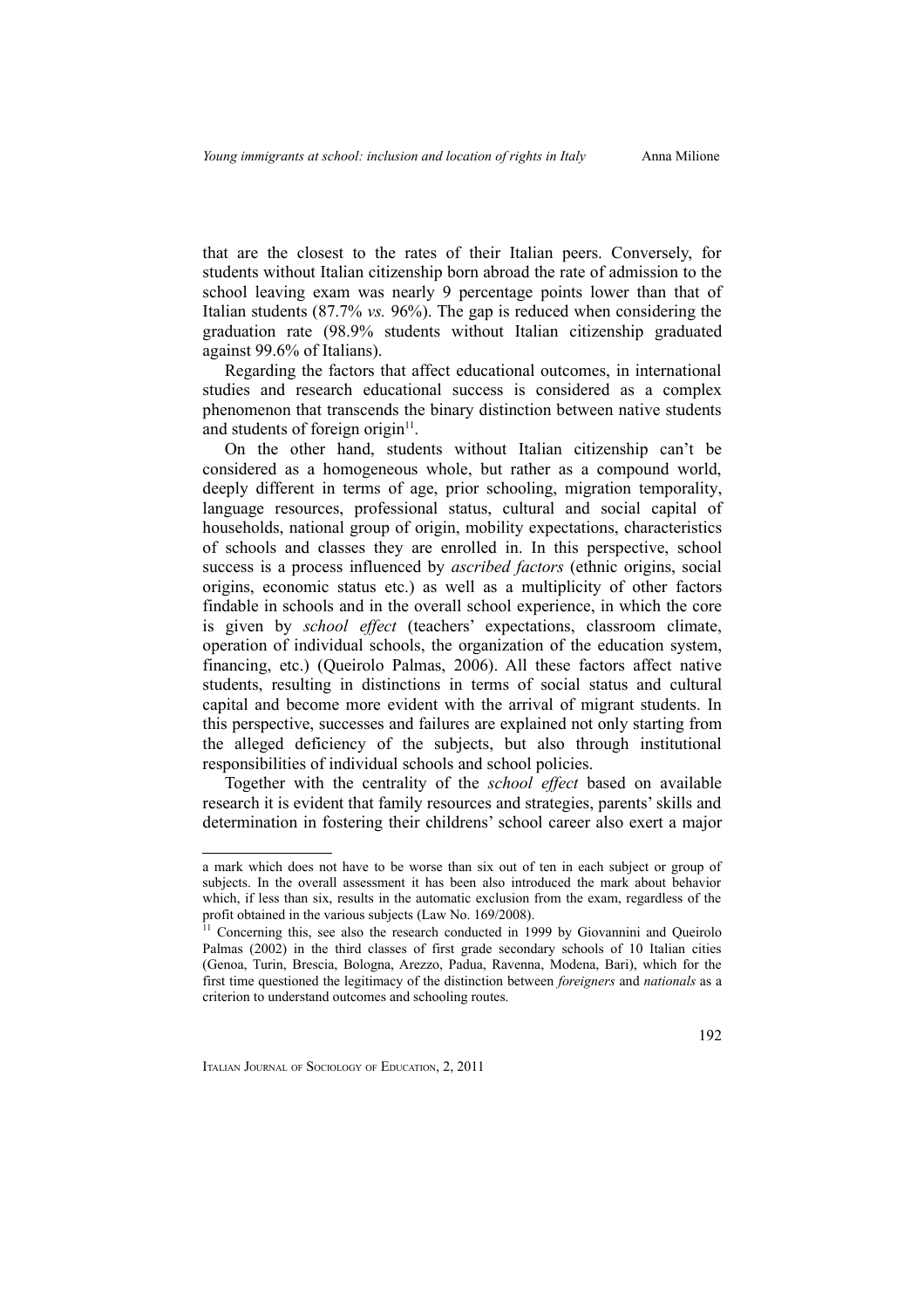that are the closest to the rates of their Italian peers. Conversely, for students without Italian citizenship born abroad the rate of admission to the school leaving exam was nearly 9 percentage points lower than that of Italian students (87.7% *vs.* 96%). The gap is reduced when considering the graduation rate (98.9% students without Italian citizenship graduated against 99.6% of Italians).

Regarding the factors that affect educational outcomes, in international studies and research educational success is considered as a complex phenomenon that transcends the binary distinction between native students and students of foreign origin[11].

On the other hand, students without Italian citizenship can't be considered as a homogeneous whole, but rather as a compound world, deeply different in terms of age, prior schooling, migration temporality, language resources, professional status, cultural and social capital of households, national group of origin, mobility expectations, characteristics of schools and classes they are enrolled in. In this perspective, school success is a process influenced by *ascribed factors* (ethnic origins, social origins, economic status etc.) as well as a multiplicity of other factors findable in schools and in the overall school experience, in which the core is given by *school effect* (teachers' expectations, classroom climate, operation of individual schools, the organization of the education system, financing, etc.) (Queirolo Palmas, 2006). All these factors affect native students, resulting in distinctions in terms of social status and cultural capital and become more evident with the arrival of migrant students. In this perspective, successes and failures are explained not only starting from the alleged deficiency of the subjects, but also through institutional responsibilities of individual schools and school policies.

Together with the centrality of the *school effect* based on available research it is evident that family resources and strategies, parents' skills and determination in fostering their childrens' school career also exert a major

---

a mark which does not have to be worse than six out of ten in each subject or group of subjects. In the overall assessment it has been also introduced the mark about behavior which, if less than six, results in the automatic exclusion from the exam, regardless of the profit obtained in the various subjects (Law No. 169/2008).

[11] Concerning this, see also the research conducted in 1999 by Giovannini and Queirolo Palmas (2002) in the third classes of first grade secondary schools of 10 Italian cities (Genoa, Turin, Brescia, Bologna, Arezzo, Padua, Ravenna, Modena, Bari), which for the first time questioned the legitimacy of the distinction between *foreigners* and *nationals* as a criterion to understand outcomes and schooling routes.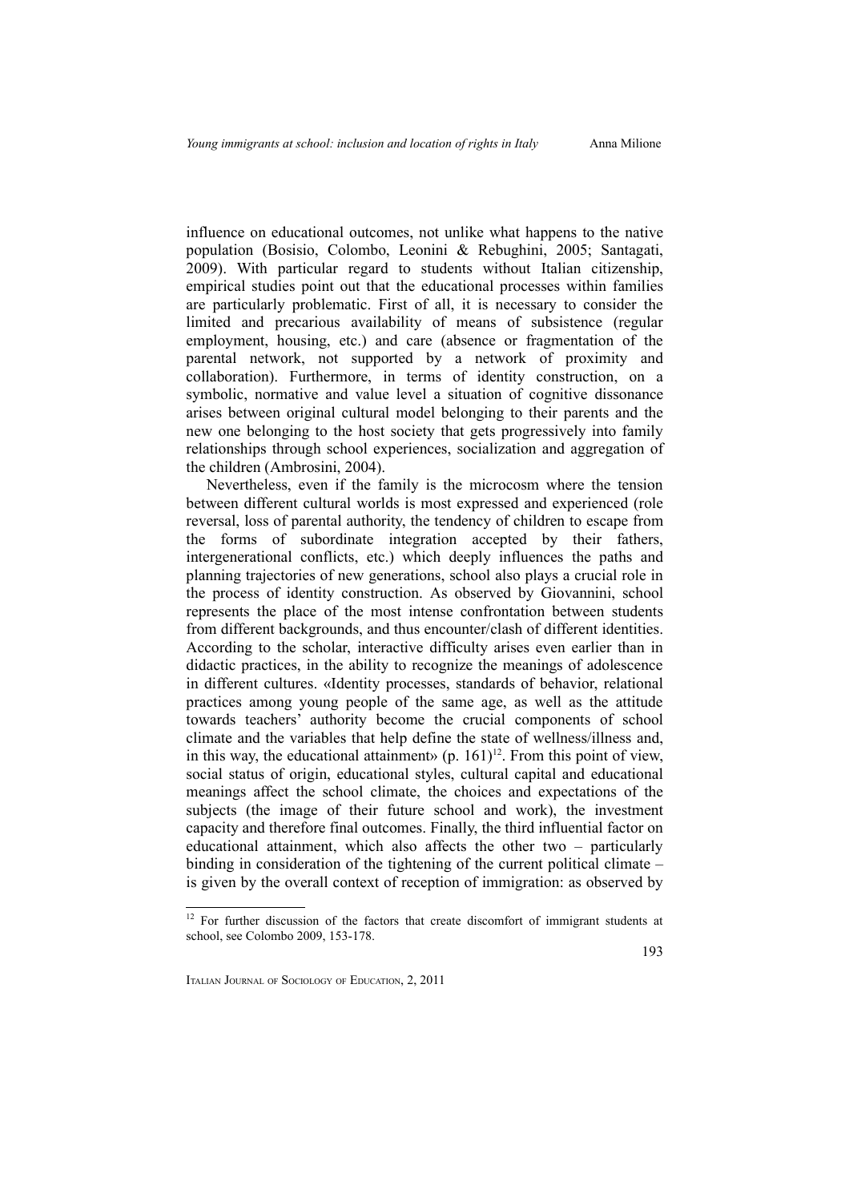influence on educational outcomes, not unlike what happens to the native population (Bosisio, Colombo, Leonini & Rebughini, 2005; Santagati, 2009). With particular regard to students without Italian citizenship, empirical studies point out that the educational processes within families are particularly problematic. First of all, it is necessary to consider the limited and precarious availability of means of subsistence (regular employment, housing, etc.) and care (absence or fragmentation of the parental network, not supported by a network of proximity and collaboration). Furthermore, in terms of identity construction, on a symbolic, normative and value level a situation of cognitive dissonance arises between original cultural model belonging to their parents and the new one belonging to the host society that gets progressively into family relationships through school experiences, socialization and aggregation of the children (Ambrosini, 2004).

Nevertheless, even if the family is the microcosm where the tension between different cultural worlds is most expressed and experienced (role reversal, loss of parental authority, the tendency of children to escape from the forms of subordinate integration accepted by their fathers, intergenerational conflicts, etc.) which deeply influences the paths and planning trajectories of new generations, school also plays a crucial role in the process of identity construction. As observed by Giovannini, school represents the place of the most intense confrontation between students from different backgrounds, and thus encounter/clash of different identities. According to the scholar, interactive difficulty arises even earlier than in didactic practices, in the ability to recognize the meanings of adolescence in different cultures. «Identity processes, standards of behavior, relational practices among young people of the same age, as well as the attitude towards teachers' authority become the crucial components of school climate and the variables that help define the state of wellness/illness and, in this way, the educational attainment» (p. 161)[12]. From this point of view, social status of origin, educational styles, cultural capital and educational meanings affect the school climate, the choices and expectations of the subjects (the image of their future school and work), the investment capacity and therefore final outcomes. Finally, the third influential factor on educational attainment, which also affects the other two – particularly binding in consideration of the tightening of the current political climate – is given by the overall context of reception of immigration: as observed by

[12] For further discussion of the factors that create discomfort of immigrant students at school, see Colombo 2009, 153-178.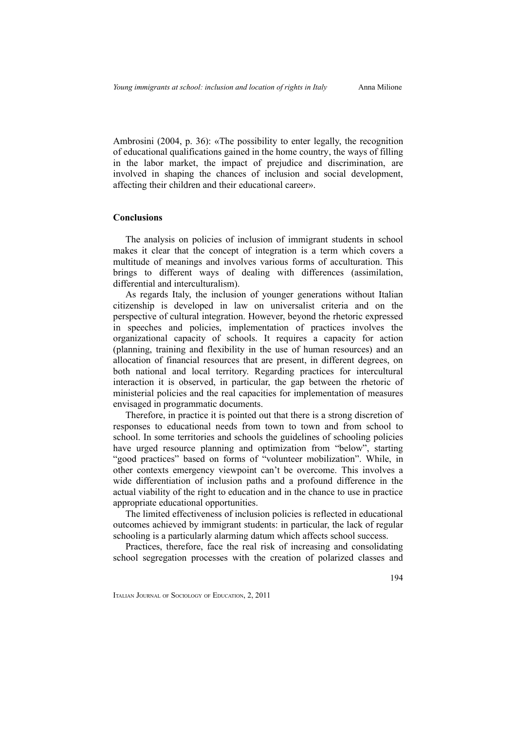Ambrosini (2004, p. 36): «The possibility to enter legally, the recognition of educational qualifications gained in the home country, the ways of filling in the labor market, the impact of prejudice and discrimination, are involved in shaping the chances of inclusion and social development, affecting their children and their educational career».

## Conclusions

The analysis on policies of inclusion of immigrant students in school makes it clear that the concept of integration is a term which covers a multitude of meanings and involves various forms of acculturation. This brings to different ways of dealing with differences (assimilation, differential and interculturalism).

As regards Italy, the inclusion of younger generations without Italian citizenship is developed in law on universalist criteria and on the perspective of cultural integration. However, beyond the rhetoric expressed in speeches and policies, implementation of practices involves the organizational capacity of schools. It requires a capacity for action (planning, training and flexibility in the use of human resources) and an allocation of financial resources that are present, in different degrees, on both national and local territory. Regarding practices for intercultural interaction it is observed, in particular, the gap between the rhetoric of ministerial policies and the real capacities for implementation of measures envisaged in programmatic documents.

Therefore, in practice it is pointed out that there is a strong discretion of responses to educational needs from town to town and from school to school. In some territories and schools the guidelines of schooling policies have urged resource planning and optimization from "below", starting "good practices" based on forms of "volunteer mobilization". While, in other contexts emergency viewpoint can't be overcome. This involves a wide differentiation of inclusion paths and a profound difference in the actual viability of the right to education and in the chance to use in practice appropriate educational opportunities.

The limited effectiveness of inclusion policies is reflected in educational outcomes achieved by immigrant students: in particular, the lack of regular schooling is a particularly alarming datum which affects school success.

Practices, therefore, face the real risk of increasing and consolidating school segregation processes with the creation of polarized classes and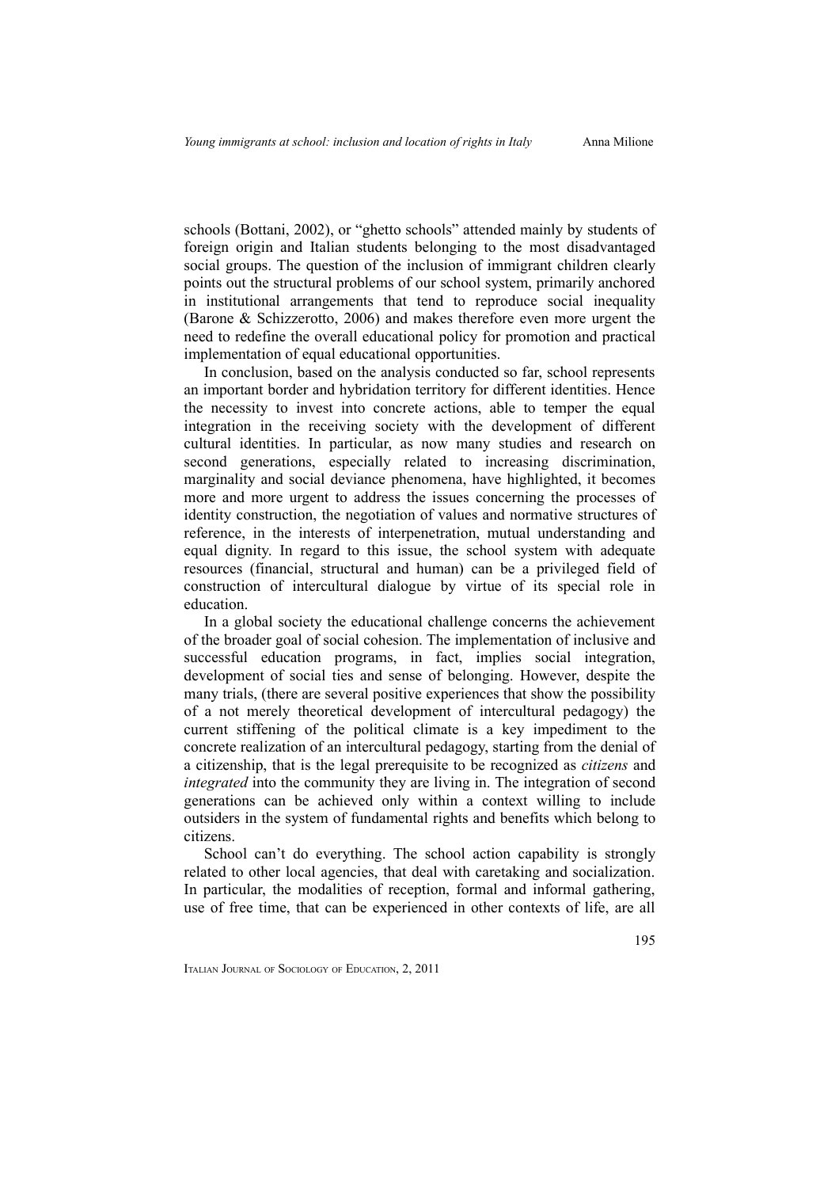schools (Bottani, 2002), or "ghetto schools" attended mainly by students of foreign origin and Italian students belonging to the most disadvantaged social groups. The question of the inclusion of immigrant children clearly points out the structural problems of our school system, primarily anchored in institutional arrangements that tend to reproduce social inequality (Barone & Schizzerotto, 2006) and makes therefore even more urgent the need to redefine the overall educational policy for promotion and practical implementation of equal educational opportunities.

In conclusion, based on the analysis conducted so far, school represents an important border and hybridation territory for different identities. Hence the necessity to invest into concrete actions, able to temper the equal integration in the receiving society with the development of different cultural identities. In particular, as now many studies and research on second generations, especially related to increasing discrimination, marginality and social deviance phenomena, have highlighted, it becomes more and more urgent to address the issues concerning the processes of identity construction, the negotiation of values and normative structures of reference, in the interests of interpenetration, mutual understanding and equal dignity. In regard to this issue, the school system with adequate resources (financial, structural and human) can be a privileged field of construction of intercultural dialogue by virtue of its special role in education.

In a global society the educational challenge concerns the achievement of the broader goal of social cohesion. The implementation of inclusive and successful education programs, in fact, implies social integration, development of social ties and sense of belonging. However, despite the many trials, (there are several positive experiences that show the possibility of a not merely theoretical development of intercultural pedagogy) the current stiffening of the political climate is a key impediment to the concrete realization of an intercultural pedagogy, starting from the denial of a citizenship, that is the legal prerequisite to be recognized as *citizens* and *integrated* into the community they are living in. The integration of second generations can be achieved only within a context willing to include outsiders in the system of fundamental rights and benefits which belong to citizens.

School can't do everything. The school action capability is strongly related to other local agencies, that deal with caretaking and socialization. In particular, the modalities of reception, formal and informal gathering, use of free time, that can be experienced in other contexts of life, are all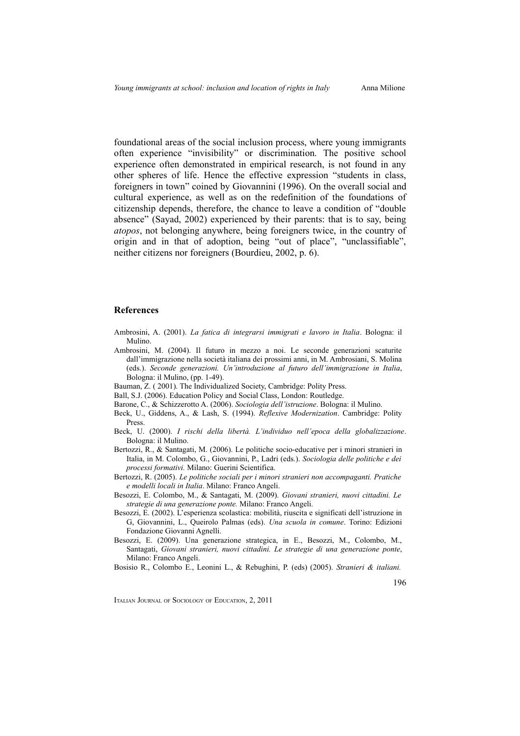foundational areas of the social inclusion process, where young immigrants often experience "invisibility" or discrimination. The positive school experience often demonstrated in empirical research, is not found in any other spheres of life. Hence the effective expression "students in class, foreigners in town" coined by Giovannini (1996). On the overall social and cultural experience, as well as on the redefinition of the foundations of citizenship depends, therefore, the chance to leave a condition of "double absence" (Sayad, 2002) experienced by their parents: that is to say, being *atopos*, not belonging anywhere, being foreigners twice, in the country of origin and in that of adoption, being "out of place", "unclassifiable", neither citizens nor foreigners (Bourdieu, 2002, p. 6).

## References

Ambrosini, A. (2001). *La fatica di integrarsi immigrati e lavoro in Italia*. Bologna: il Mulino.

Ambrosini, M. (2004). Il futuro in mezzo a noi. Le seconde generazioni scaturite dall'immigrazione nella società italiana dei prossimi anni, in M. Ambrosiani, S. Molina (eds.). *Seconde generazioni. Un'introduzione al futuro dell'immigrazione in Italia*, Bologna: il Mulino, (pp. 1-49).

Bauman, Z. ( 2001). The Individualized Society, Cambridge: Polity Press.

Ball, S.J. (2006). Education Policy and Social Class, London: Routledge.

Barone, C., & Schizzerotto A. (2006). *Sociologia dell'istruzione*. Bologna: il Mulino.

Beck, U., Giddens, A., & Lash, S. (1994). *Reflexive Modernization*. Cambridge: Polity Press.

Beck, U. (2000). *I rischi della libertà. L'individuo nell'epoca della globalizzazione*. Bologna: il Mulino.

Bertozzi, R., & Santagati, M. (2006). Le politiche socio-educative per i minori stranieri in Italia, in M. Colombo, G., Giovannini, P., Ladri (eds.). *Sociologia delle politiche e dei processi formativi.* Milano: Guerini Scientifica.

Bertozzi, R. (2005). *Le politiche sociali per i minori stranieri non accompaganti. Pratiche e modelli locali in Italia*. Milano: Franco Angeli.

Besozzi, E. Colombo, M., & Santagati, M. (2009). *Giovani stranieri, nuovi cittadini. Le strategie di una generazione ponte.* Milano: Franco Angeli.

Besozzi, E. (2002). L'esperienza scolastica: mobilità, riuscita e significati dell'istruzione in G, Giovannini, L., Queirolo Palmas (eds). *Una scuola in comune*. Torino: Edizioni Fondazione Giovanni Agnelli.

Besozzi, E. (2009). Una generazione strategica, in E., Besozzi, M., Colombo, M., Santagati, *Giovani stranieri, nuovi cittadini. Le strategie di una generazione ponte*, Milano: Franco Angeli.

Bosisio R., Colombo E., Leonini L., & Rebughini, P. (eds) (2005). *Stranieri & italiani.*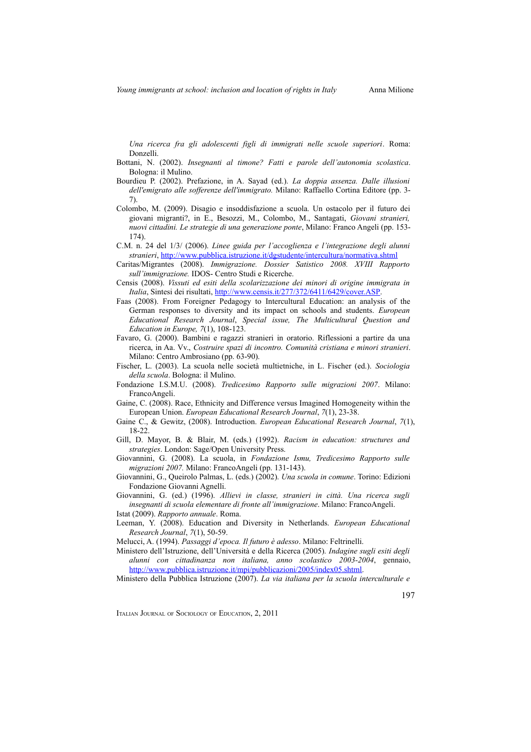*Una ricerca fra gli adolescenti figli di immigrati nelle scuole superiori*. Roma: Donzelli.

Bottani, N. (2002). *Insegnanti al timone? Fatti e parole dell'autonomia scolastica*. Bologna: il Mulino.

Bourdieu P. (2002). Prefazione, in A. Sayad (ed.). *La doppia assenza. Dalle illusioni dell'emigrato alle sofferenze dell'immigrato.* Milano: Raffaello Cortina Editore (pp. 3-7).

Colombo, M. (2009). Disagio e insoddisfazione a scuola. Un ostacolo per il futuro dei giovani migranti?, in E., Besozzi, M., Colombo, M., Santagati, *Giovani stranieri, nuovi cittadini. Le strategie di una generazione ponte*, Milano: Franco Angeli (pp. 153-174).

C.M. n. 24 del 1/3/ (2006). *Linee guida per l'accoglienza e l'integrazione degli alunni stranieri*, http://www.pubblica.istruzione.it/dgstudente/intercultura/normativa.shtml

Caritas/Migrantes (2008). *Immigrazione. Dossier Satistico 2008. XVIII Rapporto sull'immigrazione.* IDOS- Centro Studi e Ricerche.

Censis (2008). *Vissuti ed esiti della scolarizzazione dei minori di origine immigrata in Italia*, Sintesi dei risultati, http://www.censis.it/277/372/6411/6429/cover.ASP.

Faas (2008). From Foreigner Pedagogy to Intercultural Education: an analysis of the German responses to diversity and its impact on schools and students. *European Educational Research Journal*, *Special issue, The Multicultural Question and Education in Europe, 7*(1), 108-123.

Favaro, G. (2000). Bambini e ragazzi stranieri in oratorio. Riflessioni a partire da una ricerca, in Aa. Vv., *Costruire spazi di incontro. Comunità cristiana e minori stranieri*. Milano: Centro Ambrosiano (pp. 63-90).

Fischer, L. (2003). La scuola nelle società multietniche, in L. Fischer (ed.). *Sociologia della scuola*. Bologna: il Mulino.

Fondazione I.S.M.U. (2008). *Tredicesimo Rapporto sulle migrazioni 2007*. Milano: FrancoAngeli.

Gaine, C. (2008). Race, Ethnicity and Difference versus Imagined Homogeneity within the European Union. *European Educational Research Journal*, *7*(1), 23-38.

Gaine C., & Gewitz, (2008). Introduction. *European Educational Research Journal*, *7*(1), 18-22.

Gill, D. Mayor, B. & Blair, M. (eds.) (1992). *Racism in education: structures and strategies*. London: Sage/Open University Press.

Giovannini, G. (2008). La scuola, in *Fondazione Ismu, Tredicesimo Rapporto sulle migrazioni 2007.* Milano: FrancoAngeli (pp. 131-143).

Giovannini, G., Queirolo Palmas, L. (eds.) (2002). *Una scuola in comune*. Torino: Edizioni Fondazione Giovanni Agnelli.

Giovannini, G. (ed.) (1996). *Allievi in classe, stranieri in città. Una ricerca sugli insegnanti di scuola elementare di fronte all'immigrazione*. Milano: FrancoAngeli.

Istat (2009). *Rapporto annuale*. Roma.

Leeman, Y. (2008). Education and Diversity in Netherlands. *European Educational Research Journal*, *7*(1), 50-59.

Melucci, A. (1994). *Passaggi d'epoca. Il futuro è adesso*. Milano: Feltrinelli.

Ministero dell'Istruzione, dell'Università e della Ricerca (2005). *Indagine sugli esiti degli alunni con cittadinanza non italiana, anno scolastico 2003-2004*, gennaio, http://www.pubblica.istruzione.it/mpi/pubblicazioni/2005/index05.shtml.

Ministero della Pubblica Istruzione (2007). *La via italiana per la scuola interculturale e*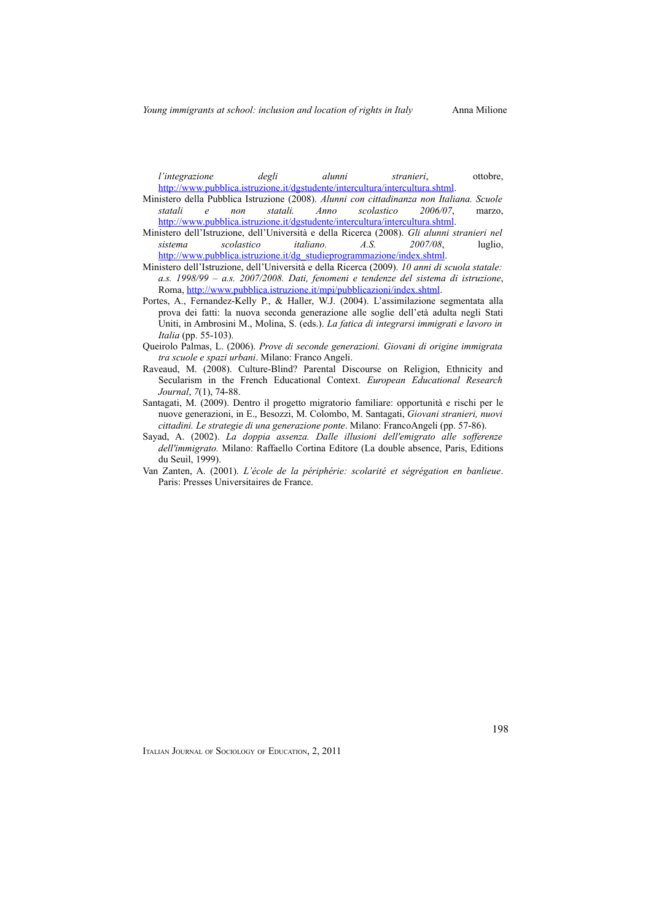*l'integrazione degli alunni stranieri*, ottobre, http://www.pubblica.istruzione.it/dgstudente/intercultura/intercultura.shtml.

Ministero della Pubblica Istruzione (2008). *Alunni con cittadinanza non Italiana. Scuole statali e non statali. Anno scolastico 2006/07*, marzo, http://www.pubblica.istruzione.it/dgstudente/intercultura/intercultura.shtml.

Ministero dell'Istruzione, dell'Università e della Ricerca (2008). *Gli alunni stranieri nel sistema scolastico italiano. A.S. 2007/08*, luglio, http://www.pubblica.istruzione.it/dg_studieprogrammazione/index.shtml.

Ministero dell'Istruzione, dell'Università e della Ricerca (2009). *10 anni di scuola statale: a.s. 1998/99 – a.s. 2007/2008. Dati, fenomeni e tendenze del sistema di istruzione*, Roma, http://www.pubblica.istruzione.it/mpi/pubblicazioni/index.shtml.

Portes, A., Fernandez-Kelly P., & Haller, W.J. (2004). L'assimilazione segmentata alla prova dei fatti: la nuova seconda generazione alle soglie dell'età adulta negli Stati Uniti, in Ambrosini M., Molina, S. (eds.). *La fatica di integrarsi immigrati e lavoro in Italia* (pp. 55-103).

Queirolo Palmas, L. (2006). *Prove di seconde generazioni. Giovani di origine immigrata tra scuole e spazi urbani*. Milano: Franco Angeli.

Raveaud, M. (2008). Culture-Blind? Parental Discourse on Religion, Ethnicity and Secularism in the French Educational Context. *European Educational Research Journal*, *7*(1), 74-88.

Santagati, M. (2009). Dentro il progetto migratorio familiare: opportunità e rischi per le nuove generazioni, in E., Besozzi, M. Colombo, M. Santagati, *Giovani stranieri, nuovi cittadini. Le strategie di una generazione ponte*. Milano: FrancoAngeli (pp. 57-86).

Sayad, A. (2002). *La doppia assenza. Dalle illusioni dell'emigrato alle sofferenze dell'immigrato.* Milano: Raffaello Cortina Editore (La double absence, Paris, Editions du Seuil, 1999).

Van Zanten, A. (2001). *L'école de la périphérie: scolarité et ségrégation en banlieue*. Paris: Presses Universitaires de France.